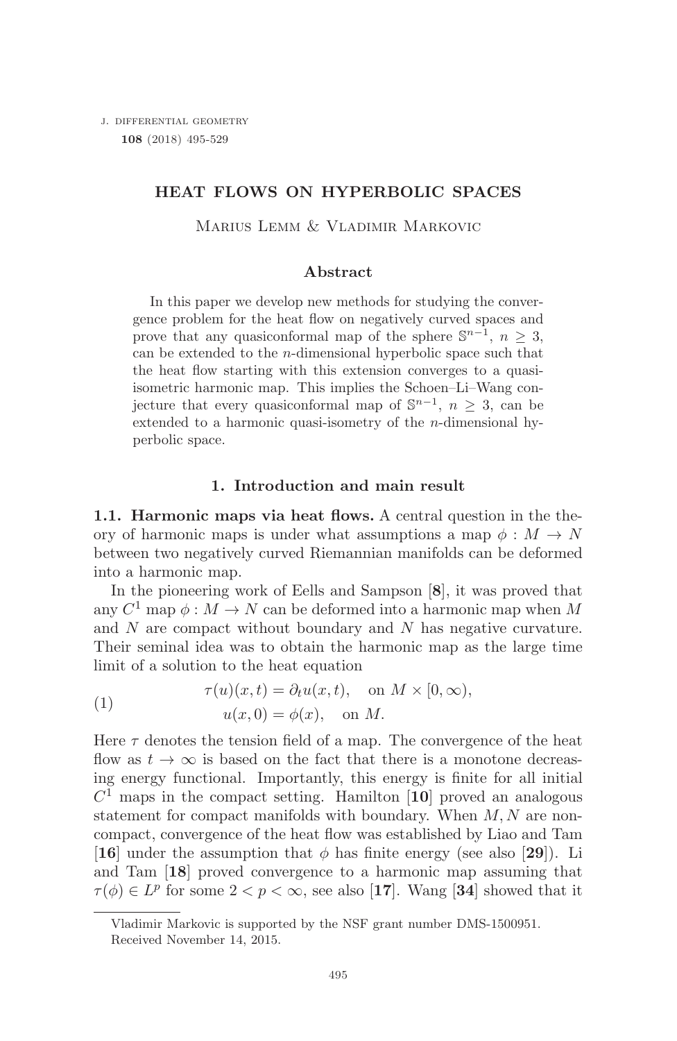# HEAT FLOWS ON HYPERBOLIC SPACES

Marius Lemm & Vladimir Markovic

## Abstract

In this paper we develop new methods for studying the convergence problem for the heat flow on negatively curved spaces and prove that any quasiconformal map of the sphere $\mathbb{S}^{n-1}$, $n \geq 3$, can be extended to the $n$-dimensional hyperbolic space such that the heat flow starting with this extension converges to a quasi-isometric harmonic map. This implies the Schoen–Li–Wang conjecture that every quasiconformal map of $\mathbb{S}^{n-1}$, $n \geq 3$, can be extended to a harmonic quasi-isometry of the $n$-dimensional hyperbolic space.

## 1. Introduction and main result

**1.1. Harmonic maps via heat flows.** A central question in the theory of harmonic maps is under what assumptions a map $\phi : M \to N$ between two negatively curved Riemannian manifolds can be deformed into a harmonic map.

In the pioneering work of Eells and Sampson [**8**], it was proved that any $C^1$ map $\phi : M \to N$ can be deformed into a harmonic map when $M$ and $N$ are compact without boundary and $N$ has negative curvature. Their seminal idea was to obtain the harmonic map as the large time limit of a solution to the heat equation

$$
\begin{aligned}
\tau(u)(x,t) &= \partial_t u(x,t), \quad \text{on } M \times [0,\infty), \\
u(x,0) &= \phi(x), \quad \text{on } M.
\end{aligned}
\tag{1}
$$

Here $\tau$ denotes the tension field of a map. The convergence of the heat flow as $t \to \infty$ is based on the fact that there is a monotone decreasing energy functional. Importantly, this energy is finite for all initial $C^1$ maps in the compact setting. Hamilton [**10**] proved an analogous statement for compact manifolds with boundary. When $M, N$ are noncompact, convergence of the heat flow was established by Liao and Tam [**16**] under the assumption that $\phi$ has finite energy (see also [**29**]). Li and Tam [**18**] proved convergence to a harmonic map assuming that $\tau(\phi) \in L^p$ for some $2 < p < \infty$, see also [**17**]. Wang [**34**] showed that it

Vladimir Markovic is supported by the NSF grant number DMS-1500951.
Received November 14, 2015.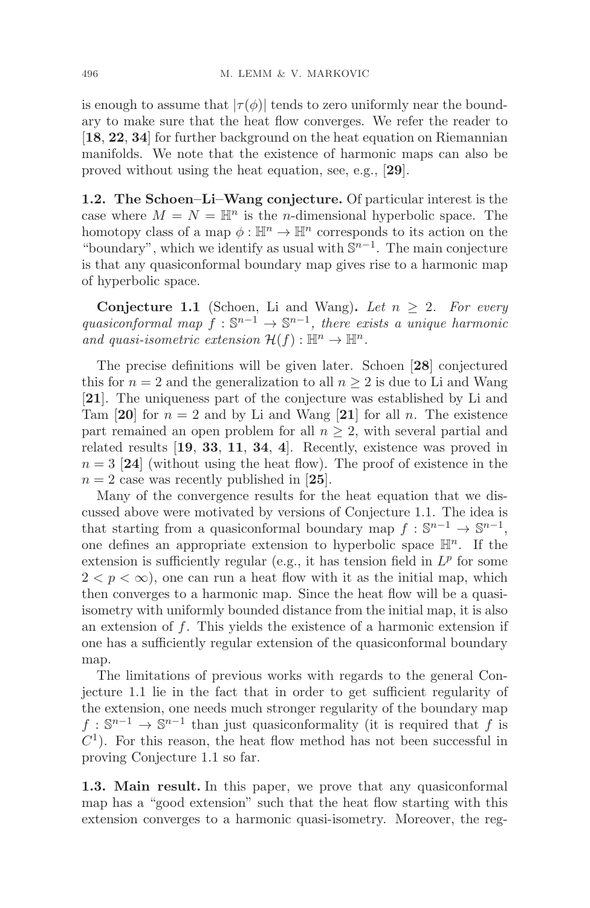is enough to assume that $|\tau(\phi)|$ tends to zero uniformly near the boundary to make sure that the heat flow converges. We refer the reader to [**18**, **22**, **34**] for further background on the heat equation on Riemannian manifolds. We note that the existence of harmonic maps can also be proved without using the heat equation, see, e.g., [**29**].

**1.2. The Schoen–Li–Wang conjecture.** Of particular interest is the case where $M = N = \mathbb{H}^n$ is the $n$-dimensional hyperbolic space. The homotopy class of a map $\phi : \mathbb{H}^n \to \mathbb{H}^n$ corresponds to its action on the "boundary", which we identify as usual with $\mathbb{S}^{n-1}$. The main conjecture is that any quasiconformal boundary map gives rise to a harmonic map of hyperbolic space.

**Conjecture 1.1** (Schoen, Li and Wang)**.** *Let $n \geq 2$. For every quasiconformal map $f : \mathbb{S}^{n-1} \to \mathbb{S}^{n-1}$, there exists a unique harmonic and quasi-isometric extension $\mathcal{H}(f) : \mathbb{H}^n \to \mathbb{H}^n$.*

The precise definitions will be given later. Schoen [**28**] conjectured this for $n = 2$ and the generalization to all $n \geq 2$ is due to Li and Wang [**21**]. The uniqueness part of the conjecture was established by Li and Tam [**20**] for $n = 2$ and by Li and Wang [**21**] for all $n$. The existence part remained an open problem for all $n \geq 2$, with several partial and related results [**19**, **33**, **11**, **34**, **4**]. Recently, existence was proved in $n = 3$ [**24**] (without using the heat flow). The proof of existence in the $n = 2$ case was recently published in [**25**].

Many of the convergence results for the heat equation that we discussed above were motivated by versions of Conjecture 1.1. The idea is that starting from a quasiconformal boundary map $f : \mathbb{S}^{n-1} \to \mathbb{S}^{n-1}$, one defines an appropriate extension to hyperbolic space $\mathbb{H}^n$. If the extension is sufficiently regular (e.g., it has tension field in $L^p$ for some $2 < p < \infty$), one can run a heat flow with it as the initial map, which then converges to a harmonic map. Since the heat flow will be a quasi-isometry with uniformly bounded distance from the initial map, it is also an extension of $f$. This yields the existence of a harmonic extension if one has a sufficiently regular extension of the quasiconformal boundary map.

The limitations of previous works with regards to the general Conjecture 1.1 lie in the fact that in order to get sufficient regularity of the extension, one needs much stronger regularity of the boundary map $f : \mathbb{S}^{n-1} \to \mathbb{S}^{n-1}$ than just quasiconformality (it is required that $f$ is $C^1$). For this reason, the heat flow method has not been successful in proving Conjecture 1.1 so far.

**1.3. Main result.** In this paper, we prove that any quasiconformal map has a "good extension" such that the heat flow starting with this extension converges to a harmonic quasi-isometry. Moreover, the reg-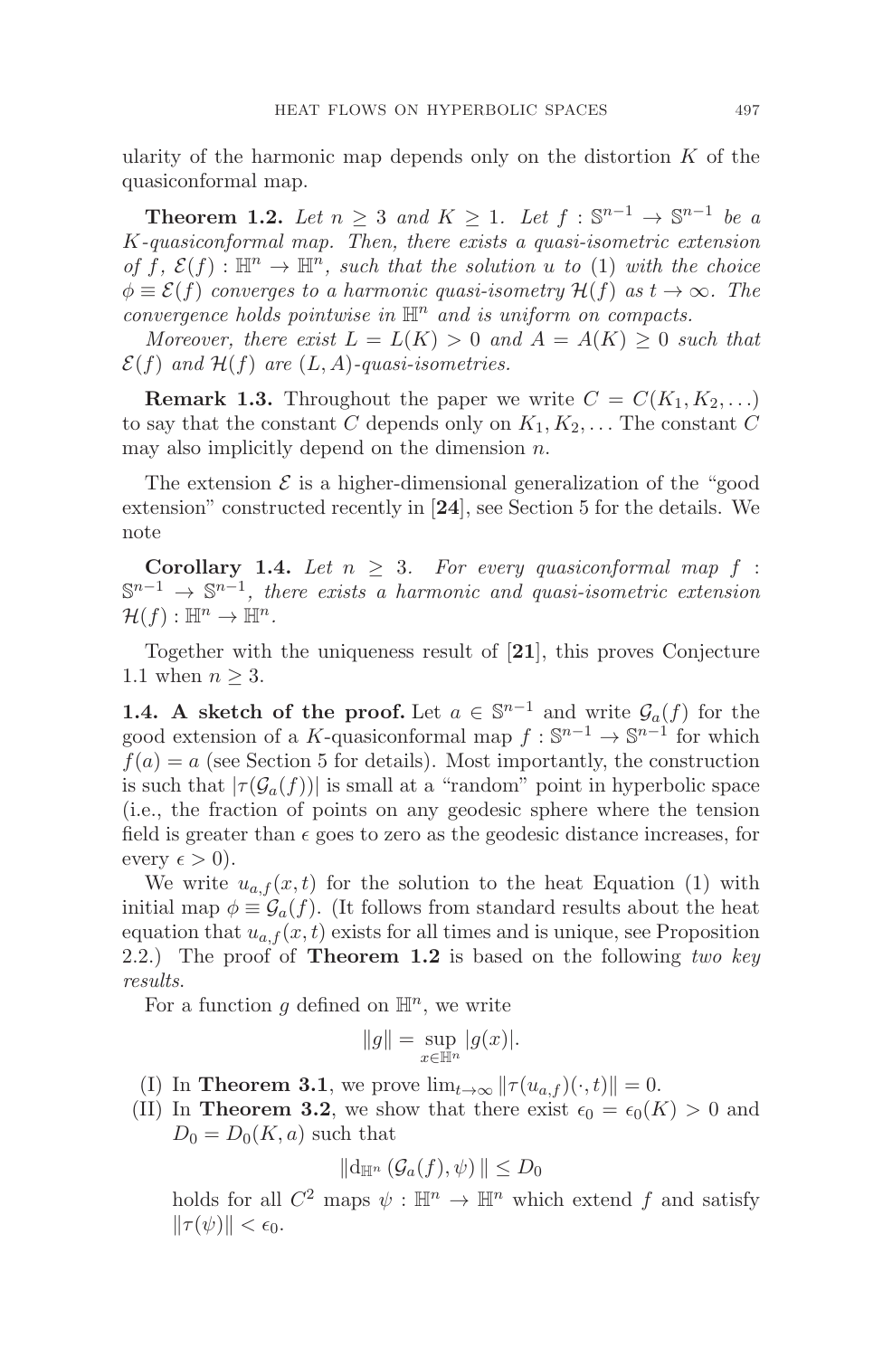ularity of the harmonic map depends only on the distortion $K$ of the quasiconformal map.

**Theorem 1.2.** *Let $n \geq 3$ and $K \geq 1$. Let $f : \mathbb{S}^{n-1} \to \mathbb{S}^{n-1}$ be a $K$-quasiconformal map. Then, there exists a quasi-isometric extension of $f$, $\mathcal{E}(f) : \mathbb{H}^n \to \mathbb{H}^n$, such that the solution $u$ to* (1) *with the choice $\phi \equiv \mathcal{E}(f)$ converges to a harmonic quasi-isometry $\mathcal{H}(f)$ as $t \to \infty$. The convergence holds pointwise in $\mathbb{H}^n$ and is uniform on compacts.*

*Moreover, there exist $L = L(K) > 0$ and $A = A(K) \geq 0$ such that $\mathcal{E}(f)$ and $\mathcal{H}(f)$ are $(L, A)$-quasi-isometries.*

**Remark 1.3.** Throughout the paper we write $C = C(K_1, K_2, \ldots)$ to say that the constant $C$ depends only on $K_1, K_2, \ldots$ The constant $C$ may also implicitly depend on the dimension $n$.

The extension $\mathcal{E}$ is a higher-dimensional generalization of the "good extension" constructed recently in [**24**], see Section 5 for the details. We note

**Corollary 1.4.** *Let $n \geq 3$. For every quasiconformal map $f : \mathbb{S}^{n-1} \to \mathbb{S}^{n-1}$, there exists a harmonic and quasi-isometric extension $\mathcal{H}(f) : \mathbb{H}^n \to \mathbb{H}^n$.*

Together with the uniqueness result of [**21**], this proves Conjecture 1.1 when $n \geq 3$.

**1.4. A sketch of the proof.** Let $a \in \mathbb{S}^{n-1}$ and write $\mathcal{G}_a(f)$ for the good extension of a $K$-quasiconformal map $f : \mathbb{S}^{n-1} \to \mathbb{S}^{n-1}$ for which $f(a) = a$ (see Section 5 for details). Most importantly, the construction is such that $|\tau(\mathcal{G}_a(f))|$ is small at a "random" point in hyperbolic space (i.e., the fraction of points on any geodesic sphere where the tension field is greater than $\epsilon$ goes to zero as the geodesic distance increases, for every $\epsilon > 0$).

We write $u_{a,f}(x, t)$ for the solution to the heat Equation (1) with initial map $\phi \equiv \mathcal{G}_a(f)$. (It follows from standard results about the heat equation that $u_{a,f}(x, t)$ exists for all times and is unique, see Proposition 2.2.) The proof of **Theorem 1.2** is based on the following *two key results*.

For a function $g$ defined on $\mathbb{H}^n$, we write

$$\|g\| = \sup_{x \in \mathbb{H}^n} |g(x)|.$$

(I) In **Theorem 3.1**, we prove $\lim_{t\to\infty} \|\tau(u_{a,f})(\cdot, t)\| = 0$.

(II) In **Theorem 3.2**, we show that there exist $\epsilon_0 = \epsilon_0(K) > 0$ and $D_0 = D_0(K, a)$ such that

$$\|\mathrm{d}_{\mathbb{H}^n}(\mathcal{G}_a(f), \psi)\| \leq D_0$$

holds for all $C^2$ maps $\psi : \mathbb{H}^n \to \mathbb{H}^n$ which extend $f$ and satisfy $\|\tau(\psi)\| < \epsilon_0$.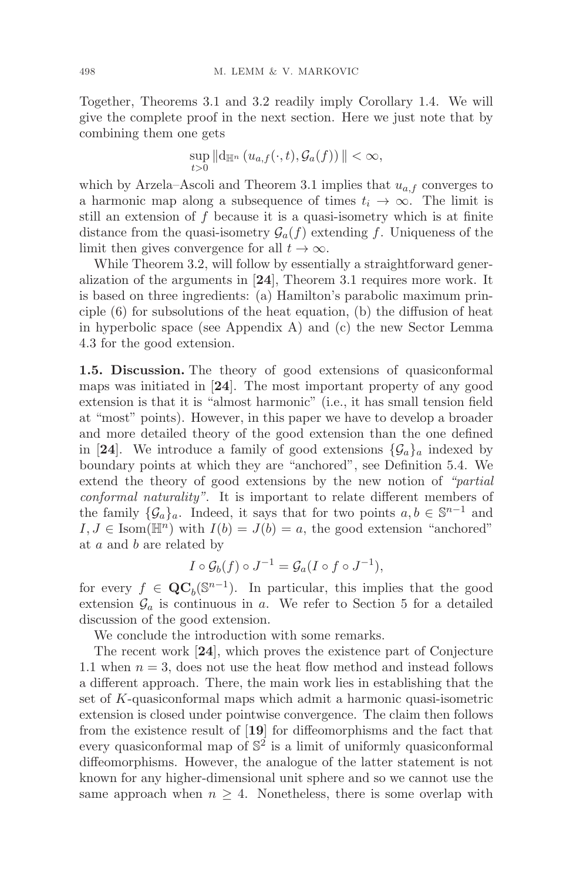Together, Theorems 3.1 and 3.2 readily imply Corollary 1.4. We will give the complete proof in the next section. Here we just note that by combining them one gets

$$\sup_{t>0} \| \mathrm{d}_{\mathbb{H}^n} \left( u_{a,f}(\cdot,t), \mathcal{G}_a(f) \right) \| < \infty,$$

which by Arzela–Ascoli and Theorem 3.1 implies that $u_{a,f}$ converges to a harmonic map along a subsequence of times $t_i \to \infty$. The limit is still an extension of $f$ because it is a quasi-isometry which is at finite distance from the quasi-isometry $\mathcal{G}_a(f)$ extending $f$. Uniqueness of the limit then gives convergence for all $t \to \infty$.

While Theorem 3.2, will follow by essentially a straightforward generalization of the arguments in [**24**], Theorem 3.1 requires more work. It is based on three ingredients: (a) Hamilton's parabolic maximum principle (6) for subsolutions of the heat equation, (b) the diffusion of heat in hyperbolic space (see Appendix A) and (c) the new Sector Lemma 4.3 for the good extension.

**1.5. Discussion.** The theory of good extensions of quasiconformal maps was initiated in [**24**]. The most important property of any good extension is that it is "almost harmonic" (i.e., it has small tension field at "most" points). However, in this paper we have to develop a broader and more detailed theory of the good extension than the one defined in [**24**]. We introduce a family of good extensions $\{\mathcal{G}_a\}_a$ indexed by boundary points at which they are "anchored", see Definition 5.4. We extend the theory of good extensions by the new notion of *"partial conformal naturality"*. It is important to relate different members of the family $\{\mathcal{G}_a\}_a$. Indeed, it says that for two points $a, b \in \mathbb{S}^{n-1}$ and $I, J \in \mathrm{Isom}(\mathbb{H}^n)$ with $I(b) = J(b) = a$, the good extension "anchored" at $a$ and $b$ are related by

$$I \circ \mathcal{G}_b(f) \circ J^{-1} = \mathcal{G}_a(I \circ f \circ J^{-1}),$$

for every $f \in \mathbf{QC}_b(\mathbb{S}^{n-1})$. In particular, this implies that the good extension $\mathcal{G}_a$ is continuous in $a$. We refer to Section 5 for a detailed discussion of the good extension.

We conclude the introduction with some remarks.

The recent work [**24**], which proves the existence part of Conjecture 1.1 when $n = 3$, does not use the heat flow method and instead follows a different approach. There, the main work lies in establishing that the set of $K$-quasiconformal maps which admit a harmonic quasi-isometric extension is closed under pointwise convergence. The claim then follows from the existence result of [**19**] for diffeomorphisms and the fact that every quasiconformal map of $\mathbb{S}^2$ is a limit of uniformly quasiconformal diffeomorphisms. However, the analogue of the latter statement is not known for any higher-dimensional unit sphere and so we cannot use the same approach when $n \geq 4$. Nonetheless, there is some overlap with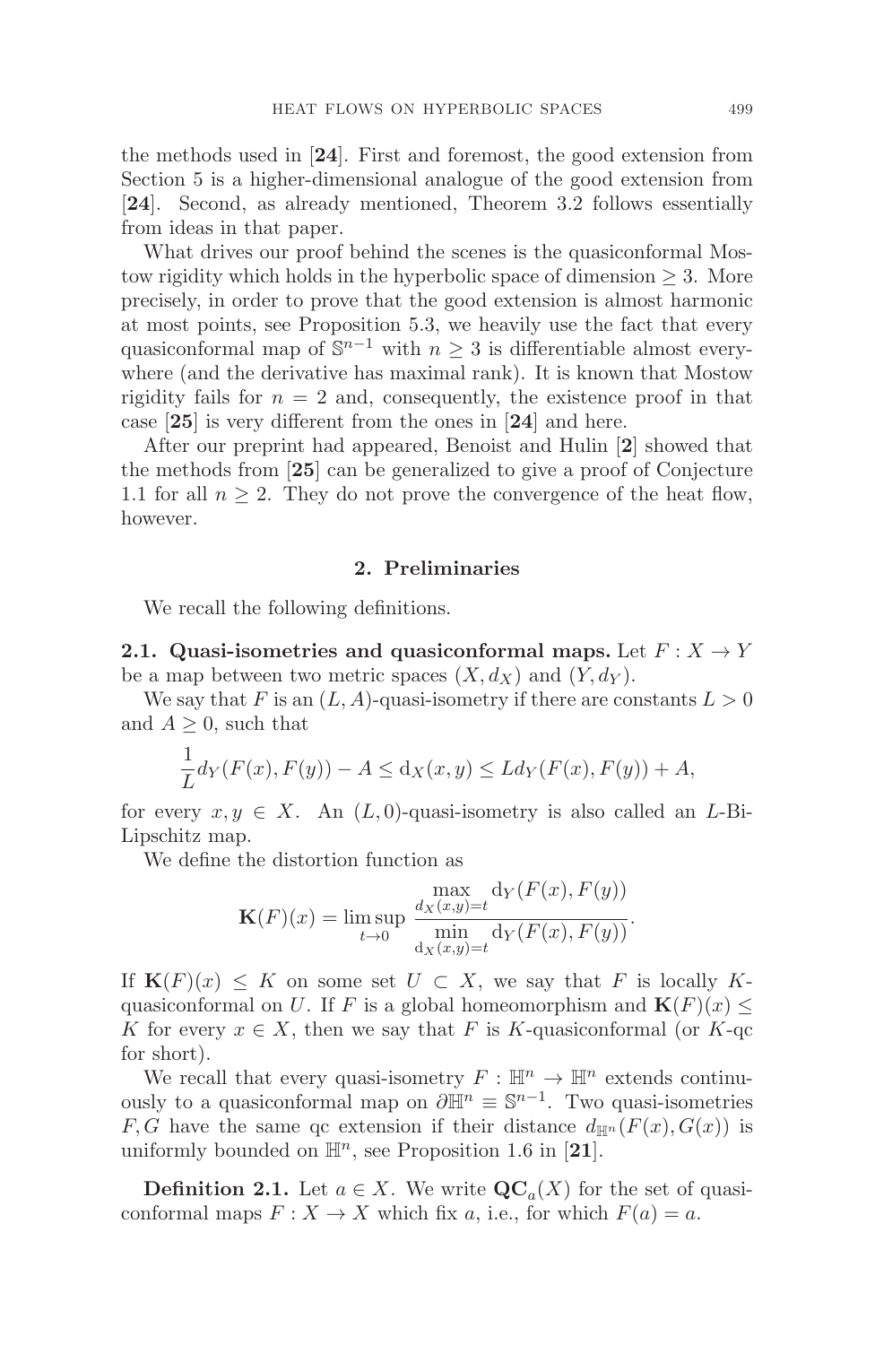the methods used in [**24**]. First and foremost, the good extension from Section 5 is a higher-dimensional analogue of the good extension from [**24**]. Second, as already mentioned, Theorem 3.2 follows essentially from ideas in that paper.

What drives our proof behind the scenes is the quasiconformal Mostow rigidity which holds in the hyperbolic space of dimension $\geq 3$. More precisely, in order to prove that the good extension is almost harmonic at most points, see Proposition 5.3, we heavily use the fact that every quasiconformal map of $\mathbb{S}^{n-1}$ with $n \geq 3$ is differentiable almost everywhere (and the derivative has maximal rank). It is known that Mostow rigidity fails for $n = 2$ and, consequently, the existence proof in that case [**25**] is very different from the ones in [**24**] and here.

After our preprint had appeared, Benoist and Hulin [**2**] showed that the methods from [**25**] can be generalized to give a proof of Conjecture 1.1 for all $n \geq 2$. They do not prove the convergence of the heat flow, however.

## 2. Preliminaries

We recall the following definitions.

**2.1. Quasi-isometries and quasiconformal maps.** Let $F : X \to Y$ be a map between two metric spaces $(X, d_X)$ and $(Y, d_Y)$.

We say that $F$ is an $(L, A)$-quasi-isometry if there are constants $L > 0$ and $A \geq 0$, such that

$$\frac{1}{L} d_Y(F(x), F(y)) - A \leq \mathrm{d}_X(x, y) \leq L d_Y(F(x), F(y)) + A,$$

for every $x, y \in X$. An $(L, 0)$-quasi-isometry is also called an $L$-Bi-Lipschitz map.

We define the distortion function as

$$\mathbf{K}(F)(x) = \limsup_{t \to 0} \frac{\max\limits_{d_X(x,y)=t} \mathrm{d}_Y(F(x), F(y))}{\min\limits_{\mathrm{d}_X(x,y)=t} \mathrm{d}_Y(F(x), F(y))}.$$

If $\mathbf{K}(F)(x) \leq K$ on some set $U \subset X$, we say that $F$ is locally $K$-quasiconformal on $U$. If $F$ is a global homeomorphism and $\mathbf{K}(F)(x) \leq K$ for every $x \in X$, then we say that $F$ is $K$-quasiconformal (or $K$-qc for short).

We recall that every quasi-isometry $F : \mathbb{H}^n \to \mathbb{H}^n$ extends continuously to a quasiconformal map on $\partial\mathbb{H}^n \equiv \mathbb{S}^{n-1}$. Two quasi-isometries $F, G$ have the same qc extension if their distance $d_{\mathbb{H}^n}(F(x), G(x))$ is uniformly bounded on $\mathbb{H}^n$, see Proposition 1.6 in [**21**].

**Definition 2.1.** Let $a \in X$. We write $\mathbf{QC}_a(X)$ for the set of quasiconformal maps $F : X \to X$ which fix $a$, i.e., for which $F(a) = a$.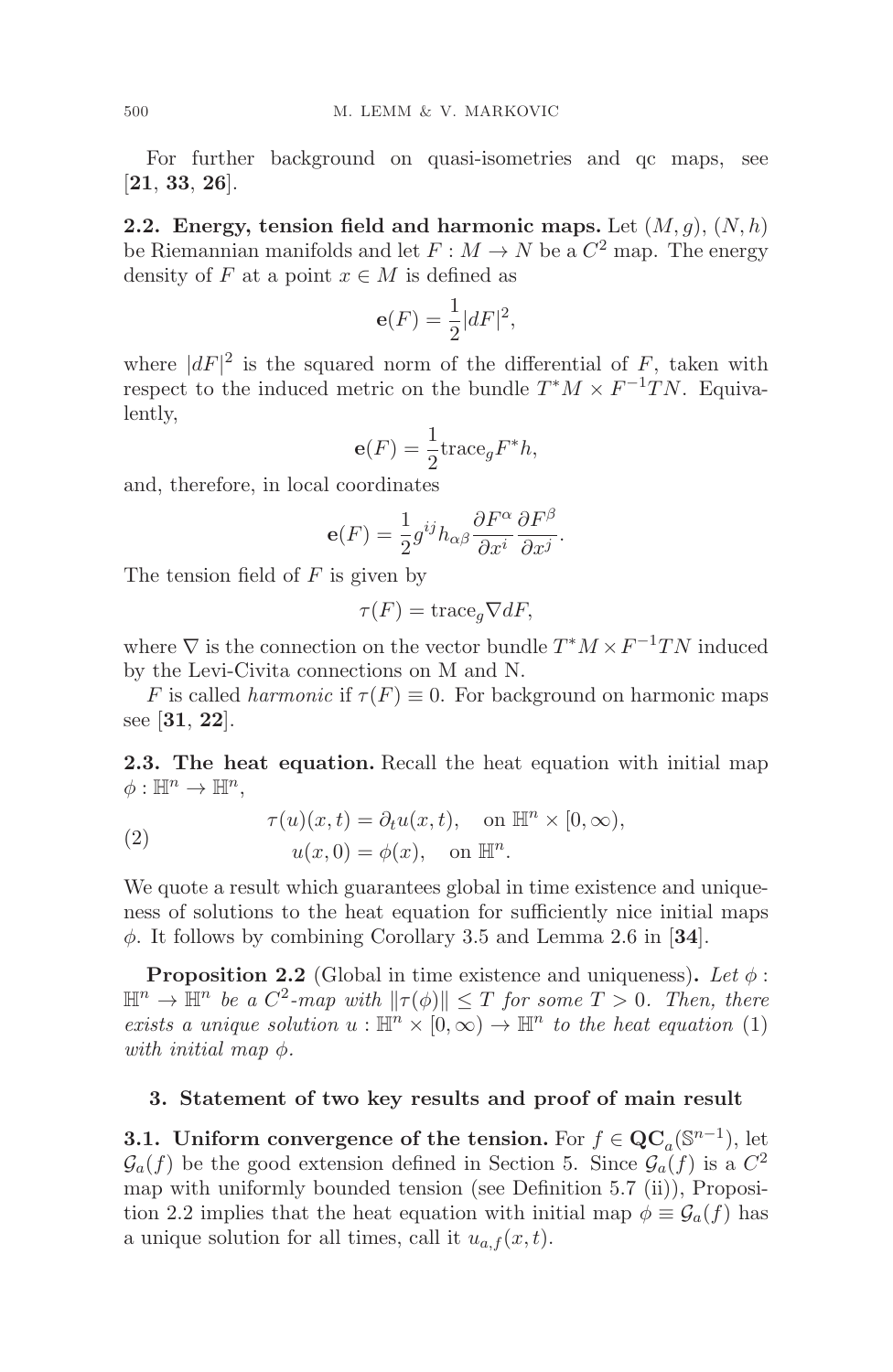For further background on quasi-isometries and qc maps, see [**21**, **33**, **26**].

**2.2. Energy, tension field and harmonic maps.** Let $(M, g)$, $(N, h)$ be Riemannian manifolds and let $F : M \to N$ be a $C^2$ map. The energy density of $F$ at a point $x \in M$ is defined as

$$\mathbf{e}(F) = \frac{1}{2}|dF|^2,$$

where $|dF|^2$ is the squared norm of the differential of $F$, taken with respect to the induced metric on the bundle $T^*M \times F^{-1}TN$. Equivalently,

$$\mathbf{e}(F) = \frac{1}{2}\text{trace}_g F^*h,$$

and, therefore, in local coordinates

$$\mathbf{e}(F) = \frac{1}{2}g^{ij}h_{\alpha\beta}\frac{\partial F^\alpha}{\partial x^i}\frac{\partial F^\beta}{\partial x^j}.$$

The tension field of $F$ is given by

$$\tau(F) = \text{trace}_g \nabla dF,$$

where $\nabla$ is the connection on the vector bundle $T^*M \times F^{-1}TN$ induced by the Levi-Civita connections on M and N.

$F$ is called *harmonic* if $\tau(F) \equiv 0$. For background on harmonic maps see [**31**, **22**].

**2.3. The heat equation.** Recall the heat equation with initial map $\phi : \mathbb{H}^n \to \mathbb{H}^n$,

$$\begin{aligned} \tau(u)(x,t) &= \partial_t u(x,t), \quad \text{on } \mathbb{H}^n \times [0,\infty), \\ u(x,0) &= \phi(x), \quad \text{on } \mathbb{H}^n. \end{aligned} \tag{2}$$

We quote a result which guarantees global in time existence and uniqueness of solutions to the heat equation for sufficiently nice initial maps $\phi$. It follows by combining Corollary 3.5 and Lemma 2.6 in [**34**].

**Proposition 2.2** (Global in time existence and uniqueness). *Let $\phi : \mathbb{H}^n \to \mathbb{H}^n$ be a $C^2$-map with $\|\tau(\phi)\| \leq T$ for some $T > 0$. Then, there exists a unique solution $u : \mathbb{H}^n \times [0,\infty) \to \mathbb{H}^n$ to the heat equation* (1) *with initial map $\phi$.*

## 3. Statement of two key results and proof of main result

**3.1. Uniform convergence of the tension.** For $f \in \mathbf{QC}_a(\mathbb{S}^{n-1})$, let $\mathcal{G}_a(f)$ be the good extension defined in Section 5. Since $\mathcal{G}_a(f)$ is a $C^2$ map with uniformly bounded tension (see Definition 5.7 (ii)), Proposition 2.2 implies that the heat equation with initial map $\phi \equiv \mathcal{G}_a(f)$ has a unique solution for all times, call it $u_{a,f}(x,t)$.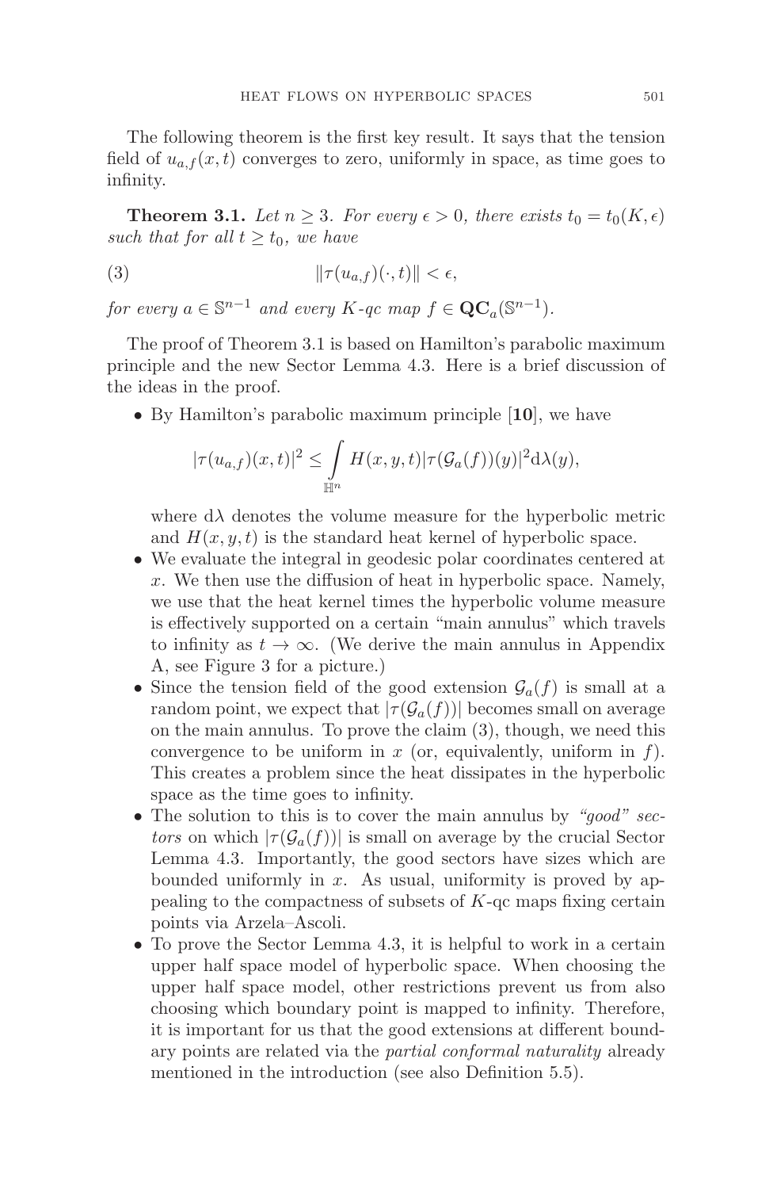The following theorem is the first key result. It says that the tension field of $u_{a,f}(x,t)$ converges to zero, uniformly in space, as time goes to infinity.

**Theorem 3.1.** *Let $n \geq 3$. For every $\epsilon > 0$, there exists $t_0 = t_0(K, \epsilon)$ such that for all $t \geq t_0$, we have*

$$\|\tau(u_{a,f})(\cdot, t)\| < \epsilon, \tag{3}$$

*for every $a \in \mathbb{S}^{n-1}$ and every $K$-qc map $f \in \mathbf{QC}_a(\mathbb{S}^{n-1})$.*

The proof of Theorem 3.1 is based on Hamilton's parabolic maximum principle and the new Sector Lemma 4.3. Here is a brief discussion of the ideas in the proof.

- By Hamilton's parabolic maximum principle [**10**], we have

$$|\tau(u_{a,f})(x,t)|^2 \leq \int_{\mathbb{H}^n} H(x,y,t) |\tau(\mathcal{G}_a(f))(y)|^2 \mathrm{d}\lambda(y),$$

  where $\mathrm{d}\lambda$ denotes the volume measure for the hyperbolic metric and $H(x,y,t)$ is the standard heat kernel of hyperbolic space.
- We evaluate the integral in geodesic polar coordinates centered at $x$. We then use the diffusion of heat in hyperbolic space. Namely, we use that the heat kernel times the hyperbolic volume measure is effectively supported on a certain "main annulus" which travels to infinity as $t \to \infty$. (We derive the main annulus in Appendix A, see Figure 3 for a picture.)
- Since the tension field of the good extension $\mathcal{G}_a(f)$ is small at a random point, we expect that $|\tau(\mathcal{G}_a(f))|$ becomes small on average on the main annulus. To prove the claim (3), though, we need this convergence to be uniform in $x$ (or, equivalently, uniform in $f$). This creates a problem since the heat dissipates in the hyperbolic space as the time goes to infinity.
- The solution to this is to cover the main annulus by *"good" sectors* on which $|\tau(\mathcal{G}_a(f))|$ is small on average by the crucial Sector Lemma 4.3. Importantly, the good sectors have sizes which are bounded uniformly in $x$. As usual, uniformity is proved by appealing to the compactness of subsets of $K$-qc maps fixing certain points via Arzela–Ascoli.
- To prove the Sector Lemma 4.3, it is helpful to work in a certain upper half space model of hyperbolic space. When choosing the upper half space model, other restrictions prevent us from also choosing which boundary point is mapped to infinity. Therefore, it is important for us that the good extensions at different boundary points are related via the *partial conformal naturality* already mentioned in the introduction (see also Definition 5.5).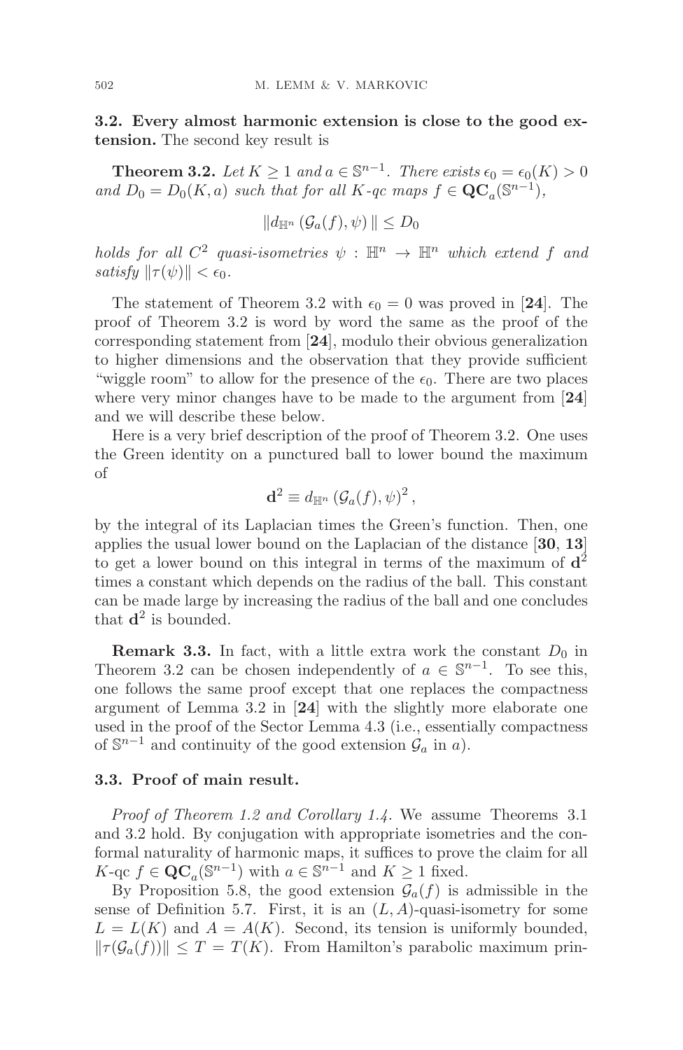### 3.2. Every almost harmonic extension is close to the good extension.

The second key result is

**Theorem 3.2.** *Let $K \geq 1$ and $a \in \mathbb{S}^{n-1}$. There exists $\epsilon_0 = \epsilon_0(K) > 0$ and $D_0 = D_0(K, a)$ such that for all $K$-qc maps $f \in \mathbf{QC}_a(\mathbb{S}^{n-1})$,*

$$\| d_{\mathbb{H}^n} \left( \mathcal{G}_a(f), \psi \right) \| \leq D_0$$

*holds for all $C^2$ quasi-isometries $\psi : \mathbb{H}^n \to \mathbb{H}^n$ which extend $f$ and satisfy $\|\tau(\psi)\| < \epsilon_0$.*

The statement of Theorem 3.2 with $\epsilon_0 = 0$ was proved in [**24**]. The proof of Theorem 3.2 is word by word the same as the proof of the corresponding statement from [**24**], modulo their obvious generalization to higher dimensions and the observation that they provide sufficient "wiggle room" to allow for the presence of the $\epsilon_0$. There are two places where very minor changes have to be made to the argument from [**24**] and we will describe these below.

Here is a very brief description of the proof of Theorem 3.2. One uses the Green identity on a punctured ball to lower bound the maximum of

$$\mathbf{d}^2 \equiv d_{\mathbb{H}^n} \left( \mathcal{G}_a(f), \psi \right)^2,$$

by the integral of its Laplacian times the Green's function. Then, one applies the usual lower bound on the Laplacian of the distance [**30**, **13**] to get a lower bound on this integral in terms of the maximum of $\mathbf{d}^2$ times a constant which depends on the radius of the ball. This constant can be made large by increasing the radius of the ball and one concludes that $\mathbf{d}^2$ is bounded.

**Remark 3.3.** In fact, with a little extra work the constant $D_0$ in Theorem 3.2 can be chosen independently of $a \in \mathbb{S}^{n-1}$. To see this, one follows the same proof except that one replaces the compactness argument of Lemma 3.2 in [**24**] with the slightly more elaborate one used in the proof of the Sector Lemma 4.3 (i.e., essentially compactness of $\mathbb{S}^{n-1}$ and continuity of the good extension $\mathcal{G}_a$ in $a$).

### 3.3. Proof of main result.

*Proof of Theorem 1.2 and Corollary 1.4.* We assume Theorems 3.1 and 3.2 hold. By conjugation with appropriate isometries and the conformal naturality of harmonic maps, it suffices to prove the claim for all $K$-qc $f \in \mathbf{QC}_a(\mathbb{S}^{n-1})$ with $a \in \mathbb{S}^{n-1}$ and $K \geq 1$ fixed.

By Proposition 5.8, the good extension $\mathcal{G}_a(f)$ is admissible in the sense of Definition 5.7. First, it is an $(L, A)$-quasi-isometry for some $L = L(K)$ and $A = A(K)$. Second, its tension is uniformly bounded, $\|\tau(\mathcal{G}_a(f))\| \leq T = T(K)$. From Hamilton's parabolic maximum prin-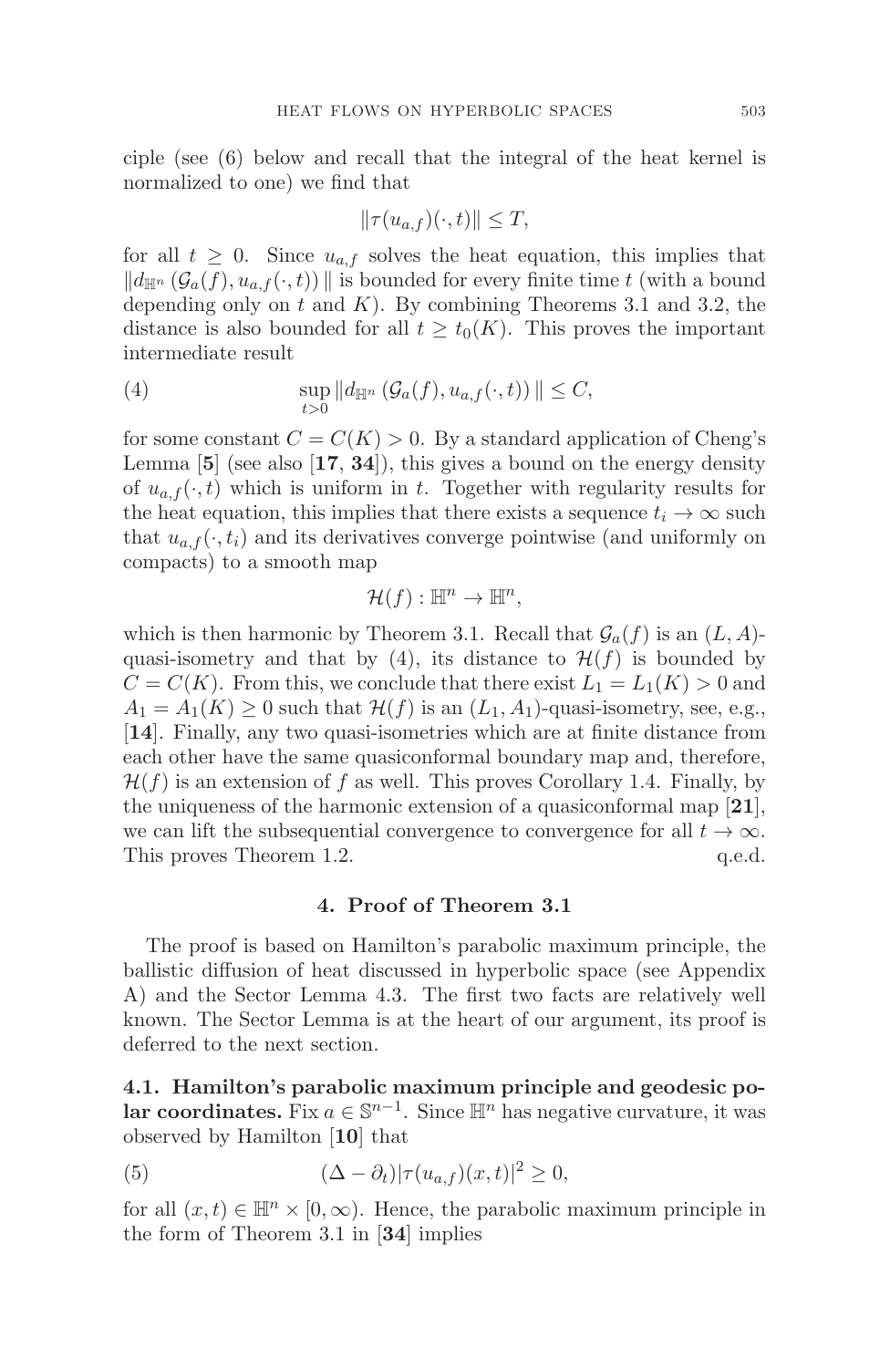ciple (see (6) below and recall that the integral of the heat kernel is normalized to one) we find that

$$\|\tau(u_{a,f})(\cdot,t)\| \leq T,$$

for all $t \geq 0$. Since $u_{a,f}$ solves the heat equation, this implies that $\|d_{\mathbb{H}^n}(\mathcal{G}_a(f), u_{a,f}(\cdot,t))\|$ is bounded for every finite time $t$ (with a bound depending only on $t$ and $K$). By combining Theorems 3.1 and 3.2, the distance is also bounded for all $t \geq t_0(K)$. This proves the important intermediate result

$$\sup_{t>0} \|d_{\mathbb{H}^n}(\mathcal{G}_a(f), u_{a,f}(\cdot,t))\| \leq C, \tag{4}$$

for some constant $C = C(K) > 0$. By a standard application of Cheng's Lemma [**5**] (see also [**17**, **34**]), this gives a bound on the energy density of $u_{a,f}(\cdot,t)$ which is uniform in $t$. Together with regularity results for the heat equation, this implies that there exists a sequence $t_i \to \infty$ such that $u_{a,f}(\cdot,t_i)$ and its derivatives converge pointwise (and uniformly on compacts) to a smooth map

$$\mathcal{H}(f) : \mathbb{H}^n \to \mathbb{H}^n,$$

which is then harmonic by Theorem 3.1. Recall that $\mathcal{G}_a(f)$ is an $(L, A)$-quasi-isometry and that by (4), its distance to $\mathcal{H}(f)$ is bounded by $C = C(K)$. From this, we conclude that there exist $L_1 = L_1(K) > 0$ and $A_1 = A_1(K) \geq 0$ such that $\mathcal{H}(f)$ is an $(L_1, A_1)$-quasi-isometry, see, e.g., [**14**]. Finally, any two quasi-isometries which are at finite distance from each other have the same quasiconformal boundary map and, therefore, $\mathcal{H}(f)$ is an extension of $f$ as well. This proves Corollary 1.4. Finally, by the uniqueness of the harmonic extension of a quasiconformal map [**21**], we can lift the subsequential convergence to convergence for all $t \to \infty$. This proves Theorem 1.2. q.e.d.

## 4. Proof of Theorem 3.1

The proof is based on Hamilton's parabolic maximum principle, the ballistic diffusion of heat discussed in hyperbolic space (see Appendix A) and the Sector Lemma 4.3. The first two facts are relatively well known. The Sector Lemma is at the heart of our argument, its proof is deferred to the next section.

**4.1. Hamilton's parabolic maximum principle and geodesic polar coordinates.** Fix $a \in \mathbb{S}^{n-1}$. Since $\mathbb{H}^n$ has negative curvature, it was observed by Hamilton [**10**] that

$$(\Delta - \partial_t)|\tau(u_{a,f})(x,t)|^2 \geq 0, \tag{5}$$

for all $(x,t) \in \mathbb{H}^n \times [0,\infty)$. Hence, the parabolic maximum principle in the form of Theorem 3.1 in [**34**] implies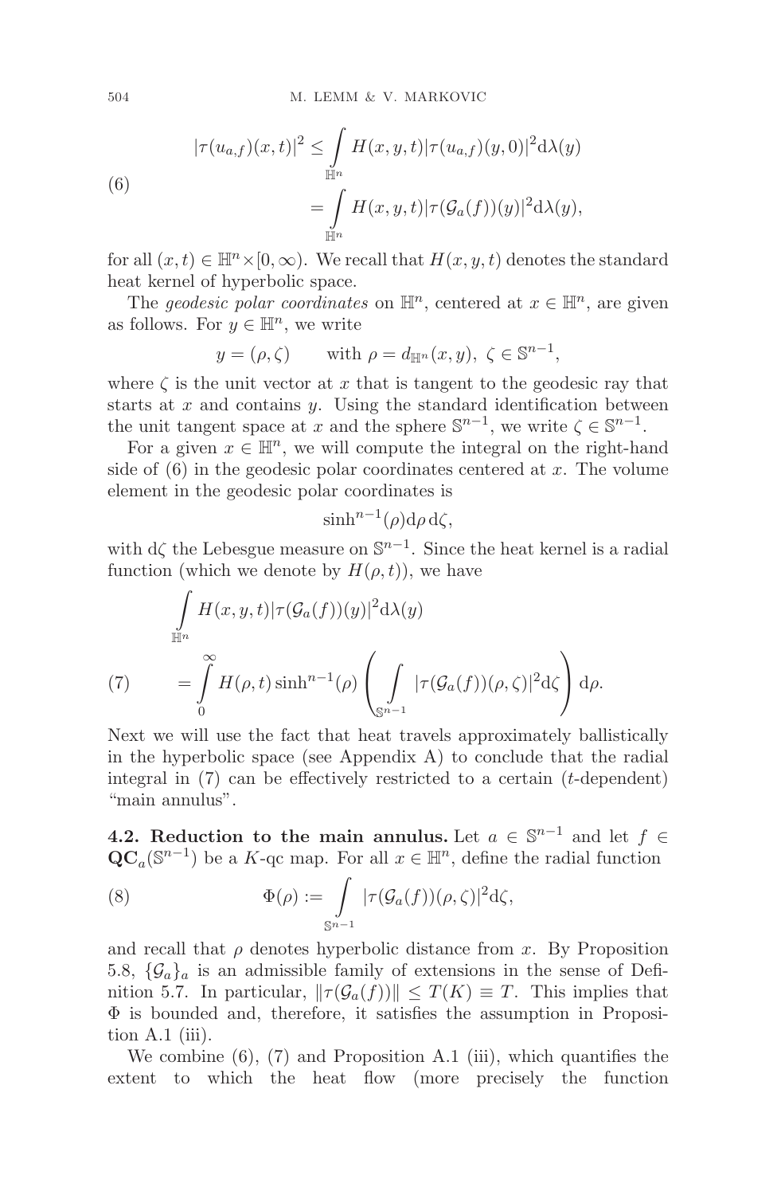$$
\begin{aligned}
|\tau(u_{a,f})(x,t)|^2 &\leq \int_{\mathbb{H}^n} H(x,y,t)|\tau(u_{a,f})(y,0)|^2 \mathrm{d}\lambda(y) \\
&= \int_{\mathbb{H}^n} H(x,y,t)|\tau(\mathcal{G}_a(f))(y)|^2 \mathrm{d}\lambda(y),
\end{aligned} \tag{6}
$$

for all $(x,t) \in \mathbb{H}^n \times [0,\infty)$. We recall that $H(x,y,t)$ denotes the standard heat kernel of hyperbolic space.

The *geodesic polar coordinates* on $\mathbb{H}^n$, centered at $x \in \mathbb{H}^n$, are given as follows. For $y \in \mathbb{H}^n$, we write

$$
y = (\rho, \zeta) \qquad \text{with } \rho = d_{\mathbb{H}^n}(x,y),\ \zeta \in \mathbb{S}^{n-1},
$$

where $\zeta$ is the unit vector at $x$ that is tangent to the geodesic ray that starts at $x$ and contains $y$. Using the standard identification between the unit tangent space at $x$ and the sphere $\mathbb{S}^{n-1}$, we write $\zeta \in \mathbb{S}^{n-1}$.

For a given $x \in \mathbb{H}^n$, we will compute the integral on the right-hand side of (6) in the geodesic polar coordinates centered at $x$. The volume element in the geodesic polar coordinates is

$$
\sinh^{n-1}(\rho)\mathrm{d}\rho\,\mathrm{d}\zeta,
$$

with $\mathrm{d}\zeta$ the Lebesgue measure on $\mathbb{S}^{n-1}$. Since the heat kernel is a radial function (which we denote by $H(\rho,t)$), we have

$$
\begin{aligned}
&\int_{\mathbb{H}^n} H(x,y,t)|\tau(\mathcal{G}_a(f))(y)|^2 \mathrm{d}\lambda(y) \\
&= \int_0^\infty H(\rho,t)\sinh^{n-1}(\rho)\left(\int_{\mathbb{S}^{n-1}} |\tau(\mathcal{G}_a(f))(\rho,\zeta)|^2 \mathrm{d}\zeta\right)\mathrm{d}\rho.
\end{aligned} \tag{7}
$$

Next we will use the fact that heat travels approximately ballistically in the hyperbolic space (see Appendix A) to conclude that the radial integral in (7) can be effectively restricted to a certain ($t$-dependent) "main annulus".

**4.2. Reduction to the main annulus.** Let $a \in \mathbb{S}^{n-1}$ and let $f \in \mathbf{QC}_a(\mathbb{S}^{n-1})$ be a $K$-qc map. For all $x \in \mathbb{H}^n$, define the radial function

$$
\Phi(\rho) := \int_{\mathbb{S}^{n-1}} |\tau(\mathcal{G}_a(f))(\rho,\zeta)|^2 \mathrm{d}\zeta, \tag{8}
$$

and recall that $\rho$ denotes hyperbolic distance from $x$. By Proposition 5.8, $\{\mathcal{G}_a\}_a$ is an admissible family of extensions in the sense of Definition 5.7. In particular, $\|\tau(\mathcal{G}_a(f))\| \leq T(K) \equiv T$. This implies that $\Phi$ is bounded and, therefore, it satisfies the assumption in Proposition A.1 (iii).

We combine (6), (7) and Proposition A.1 (iii), which quantifies the extent to which the heat flow (more precisely the function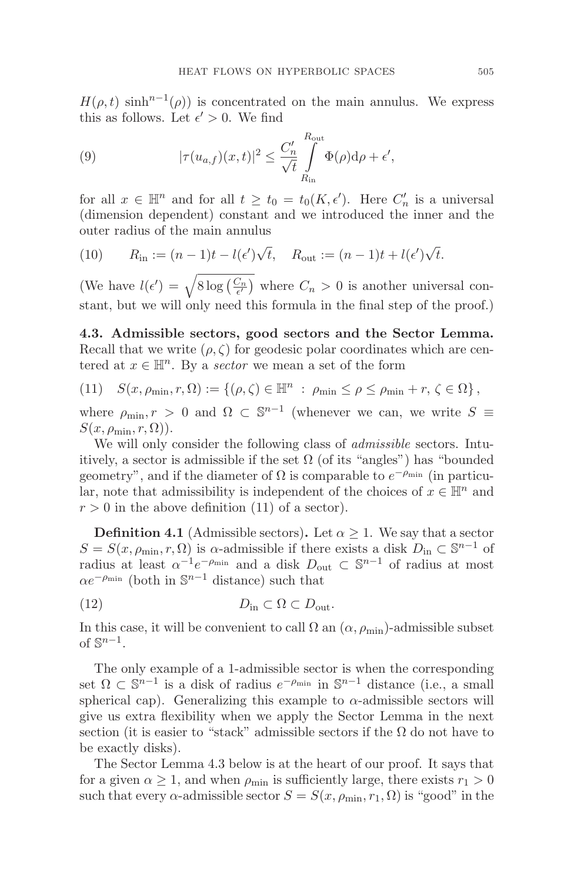$H(\rho,t)\sinh^{n-1}(\rho)$) is concentrated on the main annulus. We express this as follows. Let $\epsilon' > 0$. We find

$$|\tau(u_{a,f})(x,t)|^2 \leq \frac{C_n'}{\sqrt{t}} \int_{R_{\text{in}}}^{R_{\text{out}}} \Phi(\rho)\mathrm{d}\rho + \epsilon', \tag{9}$$

for all $x \in \mathbb{H}^n$ and for all $t \geq t_0 = t_0(K, \epsilon')$. Here $C_n'$ is a universal (dimension dependent) constant and we introduced the inner and the outer radius of the main annulus

$$R_{\text{in}} := (n-1)t - l(\epsilon')\sqrt{t}, \quad R_{\text{out}} := (n-1)t + l(\epsilon')\sqrt{t}. \tag{10}$$

(We have $l(\epsilon') = \sqrt{8\log\left(\frac{C_n}{\epsilon'}\right)}$ where $C_n > 0$ is another universal constant, but we will only need this formula in the final step of the proof.)

**4.3. Admissible sectors, good sectors and the Sector Lemma.** Recall that we write $(\rho, \zeta)$ for geodesic polar coordinates which are centered at $x \in \mathbb{H}^n$. By a *sector* we mean a set of the form

$$S(x, \rho_{\min}, r, \Omega) := \{(\rho, \zeta) \in \mathbb{H}^n \,:\, \rho_{\min} \leq \rho \leq \rho_{\min} + r,\, \zeta \in \Omega\}, \tag{11}$$

where $\rho_{\min}, r > 0$ and $\Omega \subset \mathbb{S}^{n-1}$ (whenever we can, we write $S \equiv S(x, \rho_{\min}, r, \Omega)$).

We will only consider the following class of *admissible* sectors. Intuitively, a sector is admissible if the set $\Omega$ (of its "angles") has "bounded geometry", and if the diameter of $\Omega$ is comparable to $e^{-\rho_{\min}}$ (in particular, note that admissibility is independent of the choices of $x \in \mathbb{H}^n$ and $r > 0$ in the above definition (11) of a sector).

**Definition 4.1** (Admissible sectors)**.** Let $\alpha \geq 1$. We say that a sector $S = S(x, \rho_{\min}, r, \Omega)$ is $\alpha$-admissible if there exists a disk $D_{\text{in}} \subset \mathbb{S}^{n-1}$ of radius at least $\alpha^{-1}e^{-\rho_{\min}}$ and a disk $D_{\text{out}} \subset \mathbb{S}^{n-1}$ of radius at most $\alpha e^{-\rho_{\min}}$ (both in $\mathbb{S}^{n-1}$ distance) such that

$$D_{\text{in}} \subset \Omega \subset D_{\text{out}}. \tag{12}$$

In this case, it will be convenient to call $\Omega$ an $(\alpha, \rho_{\min})$-admissible subset of $\mathbb{S}^{n-1}$.

The only example of a 1-admissible sector is when the corresponding set $\Omega \subset \mathbb{S}^{n-1}$ is a disk of radius $e^{-\rho_{\min}}$ in $\mathbb{S}^{n-1}$ distance (i.e., a small spherical cap). Generalizing this example to $\alpha$-admissible sectors will give us extra flexibility when we apply the Sector Lemma in the next section (it is easier to "stack" admissible sectors if the $\Omega$ do not have to be exactly disks).

The Sector Lemma 4.3 below is at the heart of our proof. It says that for a given $\alpha \geq 1$, and when $\rho_{\min}$ is sufficiently large, there exists $r_1 > 0$ such that every $\alpha$-admissible sector $S = S(x, \rho_{\min}, r_1, \Omega)$ is "good" in the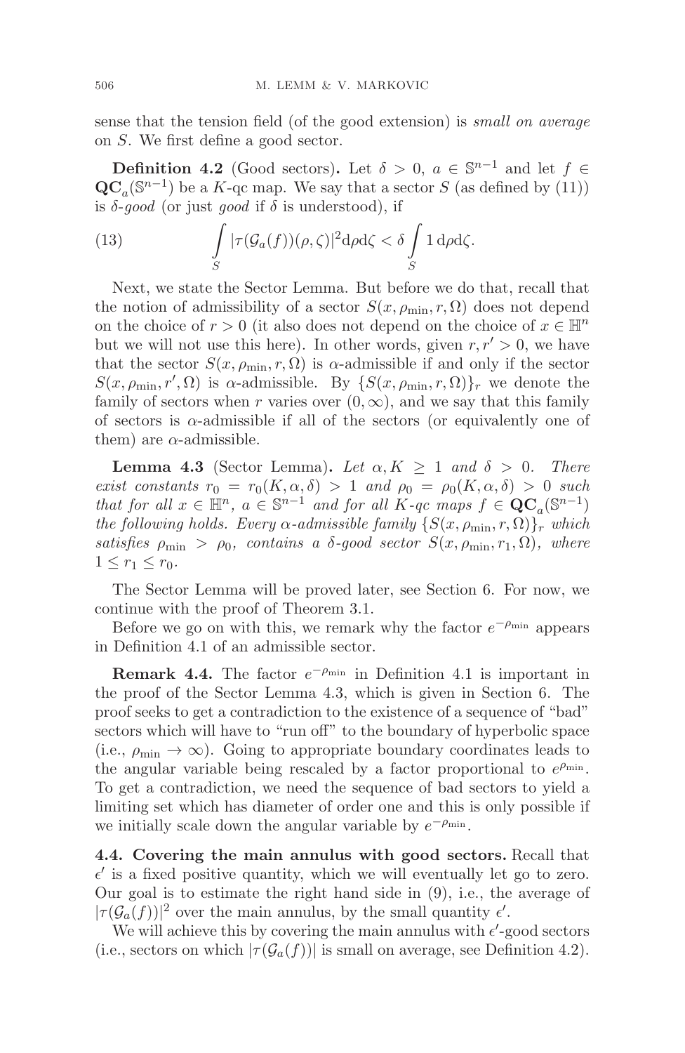sense that the tension field (of the good extension) is *small on average* on $S$. We first define a good sector.

**Definition 4.2** (Good sectors)**.** Let $\delta > 0$, $a \in \mathbb{S}^{n-1}$ and let $f \in \mathbf{QC}_a(\mathbb{S}^{n-1})$ be a $K$-qc map. We say that a sector $S$ (as defined by (11)) is *$\delta$-good* (or just *good* if $\delta$ is understood), if

$$\int_S |\tau(\mathcal{G}_a(f))(\rho,\zeta)|^2 \mathrm{d}\rho \mathrm{d}\zeta < \delta \int_S 1 \, \mathrm{d}\rho \mathrm{d}\zeta. \tag{13}$$

Next, we state the Sector Lemma. But before we do that, recall that the notion of admissibility of a sector $S(x, \rho_{\min}, r, \Omega)$ does not depend on the choice of $r > 0$ (it also does not depend on the choice of $x \in \mathbb{H}^n$ but we will not use this here). In other words, given $r, r' > 0$, we have that the sector $S(x, \rho_{\min}, r, \Omega)$ is $\alpha$-admissible if and only if the sector $S(x, \rho_{\min}, r', \Omega)$ is $\alpha$-admissible. By $\{S(x, \rho_{\min}, r, \Omega)\}_r$ we denote the family of sectors when $r$ varies over $(0, \infty)$, and we say that this family of sectors is $\alpha$-admissible if all of the sectors (or equivalently one of them) are $\alpha$-admissible.

**Lemma 4.3** (Sector Lemma)**.** *Let $\alpha, K \geq 1$ and $\delta > 0$. There exist constants $r_0 = r_0(K, \alpha, \delta) > 1$ and $\rho_0 = \rho_0(K, \alpha, \delta) > 0$ such that for all $x \in \mathbb{H}^n$, $a \in \mathbb{S}^{n-1}$ and for all $K$-qc maps $f \in \mathbf{QC}_a(\mathbb{S}^{n-1})$ the following holds. Every $\alpha$-admissible family $\{S(x, \rho_{\min}, r, \Omega)\}_r$ which satisfies $\rho_{\min} > \rho_0$, contains a $\delta$-good sector $S(x, \rho_{\min}, r_1, \Omega)$, where $1 \leq r_1 \leq r_0$.*

The Sector Lemma will be proved later, see Section 6. For now, we continue with the proof of Theorem 3.1.

Before we go on with this, we remark why the factor $e^{-\rho_{\min}}$ appears in Definition 4.1 of an admissible sector.

**Remark 4.4.** The factor $e^{-\rho_{\min}}$ in Definition 4.1 is important in the proof of the Sector Lemma 4.3, which is given in Section 6. The proof seeks to get a contradiction to the existence of a sequence of "bad" sectors which will have to "run off" to the boundary of hyperbolic space (i.e., $\rho_{\min} \to \infty$). Going to appropriate boundary coordinates leads to the angular variable being rescaled by a factor proportional to $e^{\rho_{\min}}$. To get a contradiction, we need the sequence of bad sectors to yield a limiting set which has diameter of order one and this is only possible if we initially scale down the angular variable by $e^{-\rho_{\min}}$.

**4.4. Covering the main annulus with good sectors.** Recall that $\epsilon'$ is a fixed positive quantity, which we will eventually let go to zero. Our goal is to estimate the right hand side in (9), i.e., the average of $|\tau(\mathcal{G}_a(f))|^2$ over the main annulus, by the small quantity $\epsilon'$.

We will achieve this by covering the main annulus with $\epsilon'$-good sectors (i.e., sectors on which $|\tau(\mathcal{G}_a(f))|$ is small on average, see Definition 4.2).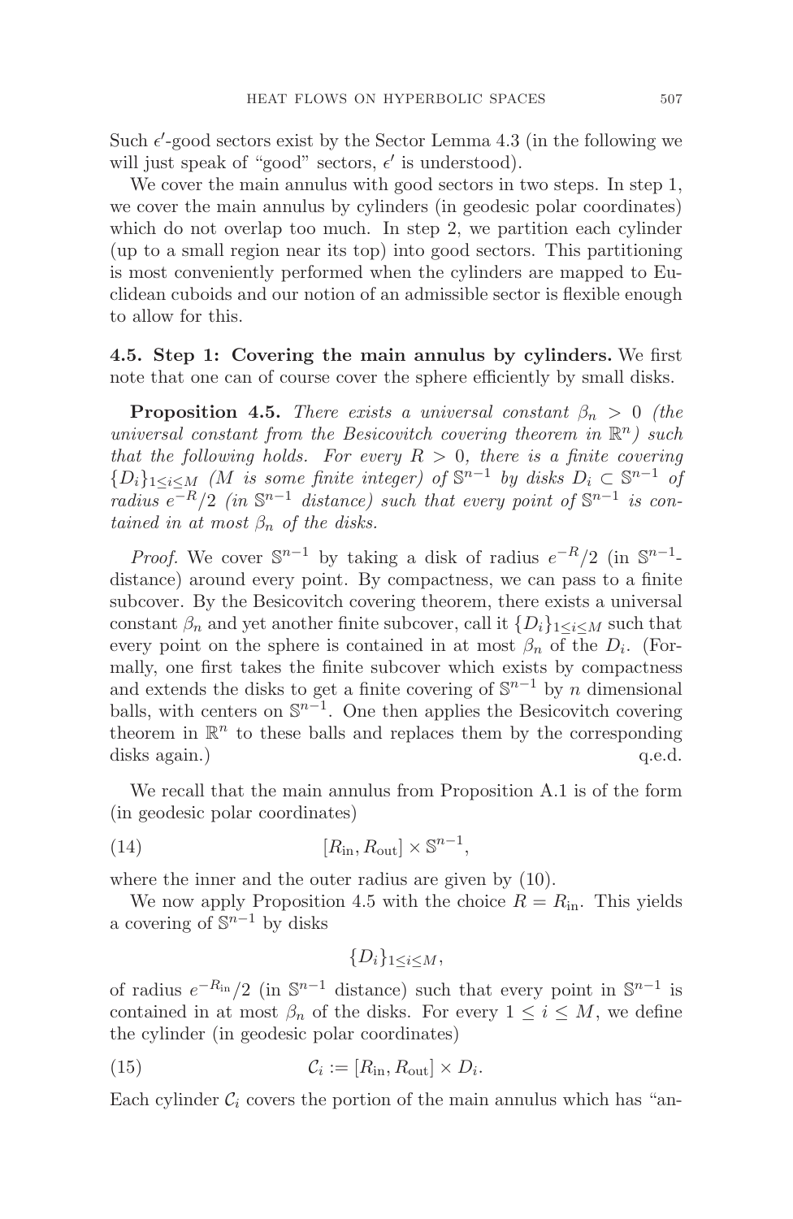Such $\epsilon'$-good sectors exist by the Sector Lemma 4.3 (in the following we will just speak of "good" sectors, $\epsilon'$ is understood).

We cover the main annulus with good sectors in two steps. In step 1, we cover the main annulus by cylinders (in geodesic polar coordinates) which do not overlap too much. In step 2, we partition each cylinder (up to a small region near its top) into good sectors. This partitioning is most conveniently performed when the cylinders are mapped to Euclidean cuboids and our notion of an admissible sector is flexible enough to allow for this.

**4.5. Step 1: Covering the main annulus by cylinders.** We first note that one can of course cover the sphere efficiently by small disks.

**Proposition 4.5.** *There exists a universal constant $\beta_n > 0$ (the universal constant from the Besicovitch covering theorem in $\mathbb{R}^n$) such that the following holds. For every $R > 0$, there is a finite covering $\{D_i\}_{1 \leq i \leq M}$ ($M$ is some finite integer) of $\mathbb{S}^{n-1}$ by disks $D_i \subset \mathbb{S}^{n-1}$ of radius $e^{-R}/2$ (in $\mathbb{S}^{n-1}$ distance) such that every point of $\mathbb{S}^{n-1}$ is contained in at most $\beta_n$ of the disks.*

*Proof.* We cover $\mathbb{S}^{n-1}$ by taking a disk of radius $e^{-R}/2$ (in $\mathbb{S}^{n-1}$-distance) around every point. By compactness, we can pass to a finite subcover. By the Besicovitch covering theorem, there exists a universal constant $\beta_n$ and yet another finite subcover, call it $\{D_i\}_{1 \leq i \leq M}$ such that every point on the sphere is contained in at most $\beta_n$ of the $D_i$. (Formally, one first takes the finite subcover which exists by compactness and extends the disks to get a finite covering of $\mathbb{S}^{n-1}$ by $n$ dimensional balls, with centers on $\mathbb{S}^{n-1}$. One then applies the Besicovitch covering theorem in $\mathbb{R}^n$ to these balls and replaces them by the corresponding disks again.) q.e.d.

We recall that the main annulus from Proposition A.1 is of the form (in geodesic polar coordinates)

$$[R_{\text{in}}, R_{\text{out}}] \times \mathbb{S}^{n-1}, \tag{14}$$

where the inner and the outer radius are given by (10).

We now apply Proposition 4.5 with the choice $R = R_{\text{in}}$. This yields a covering of $\mathbb{S}^{n-1}$ by disks

$$\{D_i\}_{1 \leq i \leq M},$$

of radius $e^{-R_{\text{in}}}/2$ (in $\mathbb{S}^{n-1}$ distance) such that every point in $\mathbb{S}^{n-1}$ is contained in at most $\beta_n$ of the disks. For every $1 \leq i \leq M$, we define the cylinder (in geodesic polar coordinates)

$$\mathcal{C}_i := [R_{\text{in}}, R_{\text{out}}] \times D_i. \tag{15}$$

Each cylinder $\mathcal{C}_i$ covers the portion of the main annulus which has "an-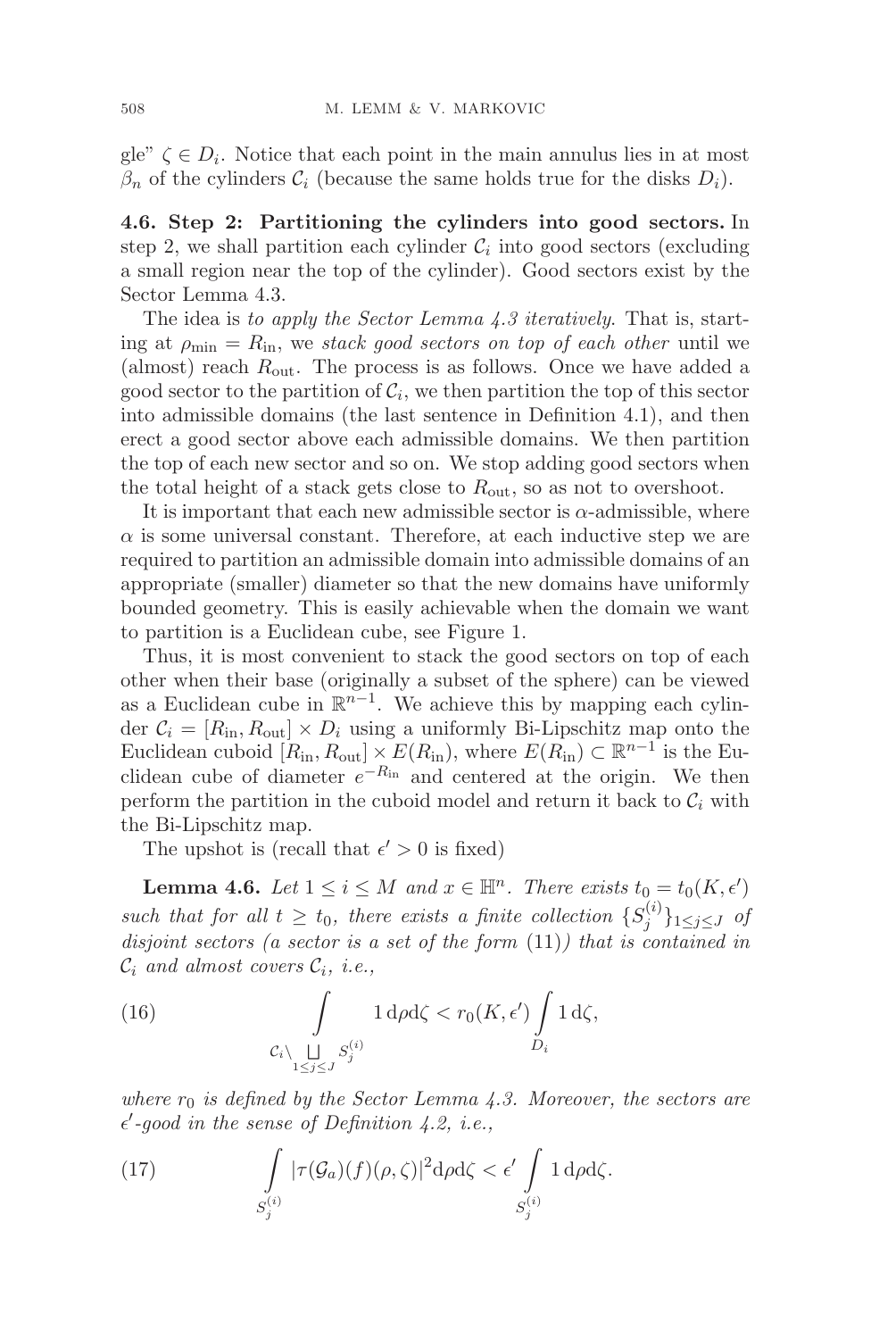gle" $\zeta \in D_i$. Notice that each point in the main annulus lies in at most $\beta_n$ of the cylinders $\mathcal{C}_i$ (because the same holds true for the disks $D_i$).

**4.6. Step 2: Partitioning the cylinders into good sectors.** In step 2, we shall partition each cylinder $\mathcal{C}_i$ into good sectors (excluding a small region near the top of the cylinder). Good sectors exist by the Sector Lemma 4.3.

The idea is *to apply the Sector Lemma 4.3 iteratively*. That is, starting at $\rho_{\min} = R_{\text{in}}$, we *stack good sectors on top of each other* until we (almost) reach $R_{\text{out}}$. The process is as follows. Once we have added a good sector to the partition of $\mathcal{C}_i$, we then partition the top of this sector into admissible domains (the last sentence in Definition 4.1), and then erect a good sector above each admissible domains. We then partition the top of each new sector and so on. We stop adding good sectors when the total height of a stack gets close to $R_{\text{out}}$, so as not to overshoot.

It is important that each new admissible sector is $\alpha$-admissible, where $\alpha$ is some universal constant. Therefore, at each inductive step we are required to partition an admissible domain into admissible domains of an appropriate (smaller) diameter so that the new domains have uniformly bounded geometry. This is easily achievable when the domain we want to partition is a Euclidean cube, see Figure 1.

Thus, it is most convenient to stack the good sectors on top of each other when their base (originally a subset of the sphere) can be viewed as a Euclidean cube in $\mathbb{R}^{n-1}$. We achieve this by mapping each cylinder $\mathcal{C}_i = [R_{\text{in}}, R_{\text{out}}] \times D_i$ using a uniformly Bi-Lipschitz map onto the Euclidean cuboid $[R_{\text{in}}, R_{\text{out}}] \times E(R_{\text{in}})$, where $E(R_{\text{in}}) \subset \mathbb{R}^{n-1}$ is the Euclidean cube of diameter $e^{-R_{\text{in}}}$ and centered at the origin. We then perform the partition in the cuboid model and return it back to $\mathcal{C}_i$ with the Bi-Lipschitz map.

The upshot is (recall that $\epsilon' > 0$ is fixed)

**Lemma 4.6.** *Let $1 \leq i \leq M$ and $x \in \mathbb{H}^n$. There exists $t_0 = t_0(K, \epsilon')$ such that for all $t \geq t_0$, there exists a finite collection $\{S_j^{(i)}\}_{1 \leq j \leq J}$ of disjoint sectors (a sector is a set of the form (11)) that is contained in $\mathcal{C}_i$ and almost covers $\mathcal{C}_i$, i.e.,*

$$
\int_{\mathcal{C}_i \setminus \bigsqcup_{1 \leq j \leq J} S_j^{(i)}} 1 \, \mathrm{d}\rho \mathrm{d}\zeta < r_0(K, \epsilon') \int_{D_i} 1 \, \mathrm{d}\zeta, \tag{16}
$$

*where $r_0$ is defined by the Sector Lemma 4.3. Moreover, the sectors are $\epsilon'$-good in the sense of Definition 4.2, i.e.,*

$$
\int_{S_j^{(i)}} |\tau(\mathcal{G}_a)(f)(\rho, \zeta)|^2 \mathrm{d}\rho \mathrm{d}\zeta < \epsilon' \int_{S_j^{(i)}} 1 \, \mathrm{d}\rho \mathrm{d}\zeta. \tag{17}
$$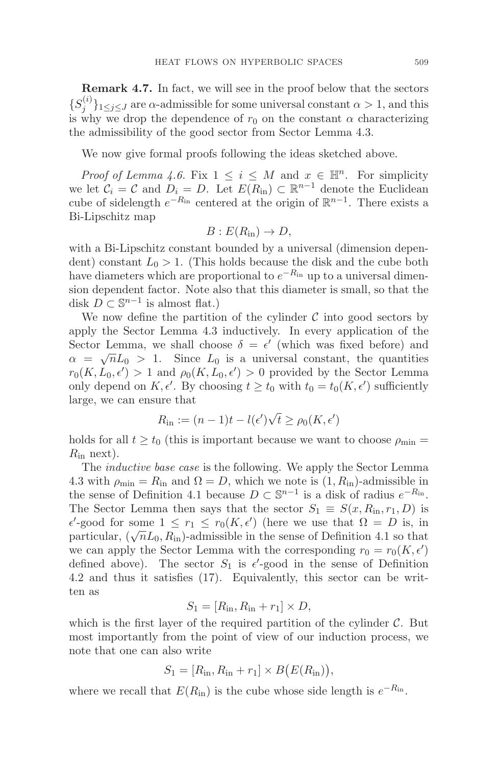**Remark 4.7.** In fact, we will see in the proof below that the sectors $\{S_j^{(i)}\}_{1\le j\le J}$ are $\alpha$-admissible for some universal constant $\alpha > 1$, and this is why we drop the dependence of $r_0$ on the constant $\alpha$ characterizing the admissibility of the good sector from Sector Lemma 4.3.

We now give formal proofs following the ideas sketched above.

*Proof of Lemma 4.6.* Fix $1 \le i \le M$ and $x \in \mathbb{H}^n$. For simplicity we let $\mathcal{C}_i = \mathcal{C}$ and $D_i = D$. Let $E(R_{\text{in}}) \subset \mathbb{R}^{n-1}$ denote the Euclidean cube of sidelength $e^{-R_{\text{in}}}$ centered at the origin of $\mathbb{R}^{n-1}$. There exists a Bi-Lipschitz map

$$B : E(R_{\text{in}}) \to D,$$

with a Bi-Lipschitz constant bounded by a universal (dimension dependent) constant $L_0 > 1$. (This holds because the disk and the cube both have diameters which are proportional to $e^{-R_{\text{in}}}$ up to a universal dimension dependent factor. Note also that this diameter is small, so that the disk $D \subset \mathbb{S}^{n-1}$ is almost flat.)

We now define the partition of the cylinder $\mathcal{C}$ into good sectors by apply the Sector Lemma 4.3 inductively. In every application of the Sector Lemma, we shall choose $\delta = \epsilon'$ (which was fixed before) and $\alpha = \sqrt{n}L_0 > 1$. Since $L_0$ is a universal constant, the quantities $r_0(K, L_0, \epsilon') > 1$ and $\rho_0(K, L_0, \epsilon') > 0$ provided by the Sector Lemma only depend on $K, \epsilon'$. By choosing $t \ge t_0$ with $t_0 = t_0(K, \epsilon')$ sufficiently large, we can ensure that

$$R_{\text{in}} := (n-1)t - l(\epsilon')\sqrt{t} \ge \rho_0(K, \epsilon')$$

holds for all $t \ge t_0$ (this is important because we want to choose $\rho_{\min} = R_{\text{in}}$ next).

The *inductive base case* is the following. We apply the Sector Lemma 4.3 with $\rho_{\min} = R_{\text{in}}$ and $\Omega = D$, which we note is $(1, R_{\text{in}})$-admissible in the sense of Definition 4.1 because $D \subset \mathbb{S}^{n-1}$ is a disk of radius $e^{-R_{\text{in}}}$. The Sector Lemma then says that the sector $S_1 \equiv S(x, R_{\text{in}}, r_1, D)$ is $\epsilon'$-good for some $1 \le r_1 \le r_0(K, \epsilon')$ (here we use that $\Omega = D$ is, in particular, $(\sqrt{n}L_0, R_{\text{in}})$-admissible in the sense of Definition 4.1 so that we can apply the Sector Lemma with the corresponding $r_0 = r_0(K, \epsilon')$ defined above). The sector $S_1$ is $\epsilon'$-good in the sense of Definition 4.2 and thus it satisfies (17). Equivalently, this sector can be written as

$$S_1 = [R_{\text{in}}, R_{\text{in}} + r_1] \times D,$$

which is the first layer of the required partition of the cylinder $\mathcal{C}$. But most importantly from the point of view of our induction process, we note that one can also write

$$S_1 = [R_{\text{in}}, R_{\text{in}} + r_1] \times B\big(E(R_{\text{in}})\big),$$

where we recall that $E(R_{\text{in}})$ is the cube whose side length is $e^{-R_{\text{in}}}$.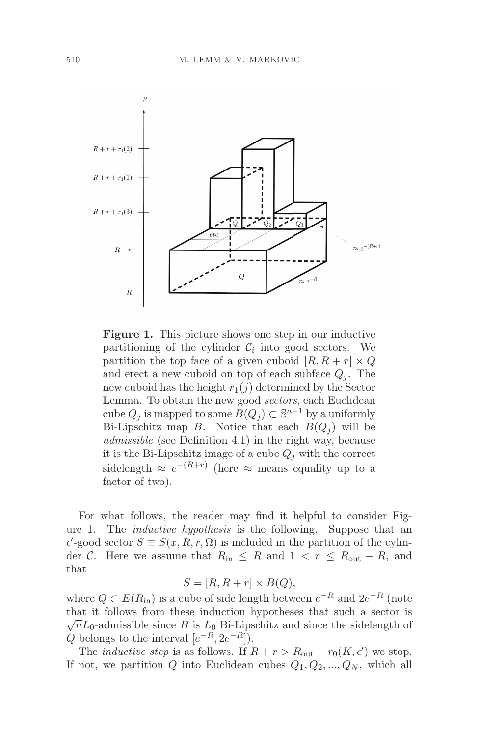**Figure 1.** This picture shows one step in our inductive partitioning of the cylinder $\mathcal{C}_i$ into good sectors. We partition the top face of a given cuboid $[R, R+r] \times Q$ and erect a new cuboid on top of each subface $Q_j$. The new cuboid has the height $r_1(j)$ determined by the Sector Lemma. To obtain the new good *sectors*, each Euclidean cube $Q_j$ is mapped to some $B(Q_j) \subset \mathbb{S}^{n-1}$ by a uniformly Bi-Lipschitz map $B$. Notice that each $B(Q_j)$ will be *admissible* (see Definition 4.1) in the right way, because it is the Bi-Lipschitz image of a cube $Q_j$ with the correct sidelength $\approx e^{-(R+r)}$ (here $\approx$ means equality up to a factor of two).

For what follows, the reader may find it helpful to consider Figure 1. The *inductive hypothesis* is the following. Suppose that an $\epsilon'$-good sector $S \equiv S(x, R, r, \Omega)$ is included in the partition of the cylinder $\mathcal{C}$. Here we assume that $R_{\text{in}} \leq R$ and $1 < r \leq R_{\text{out}} - R$, and that

$$S = [R, R+r] \times B(Q),$$

where $Q \subset E(R_{\text{in}})$ is a cube of side length between $e^{-R}$ and $2e^{-R}$ (note that it follows from these induction hypotheses that such a sector is $\sqrt{n}L_0$-admissible since $B$ is $L_0$ Bi-Lipschitz and since the sidelength of $Q$ belongs to the interval $[e^{-R}, 2e^{-R}]$).

The *inductive step* is as follows. If $R + r > R_{\text{out}} - r_0(K, \epsilon')$ we stop. If not, we partition $Q$ into Euclidean cubes $Q_1, Q_2, ..., Q_N$, which all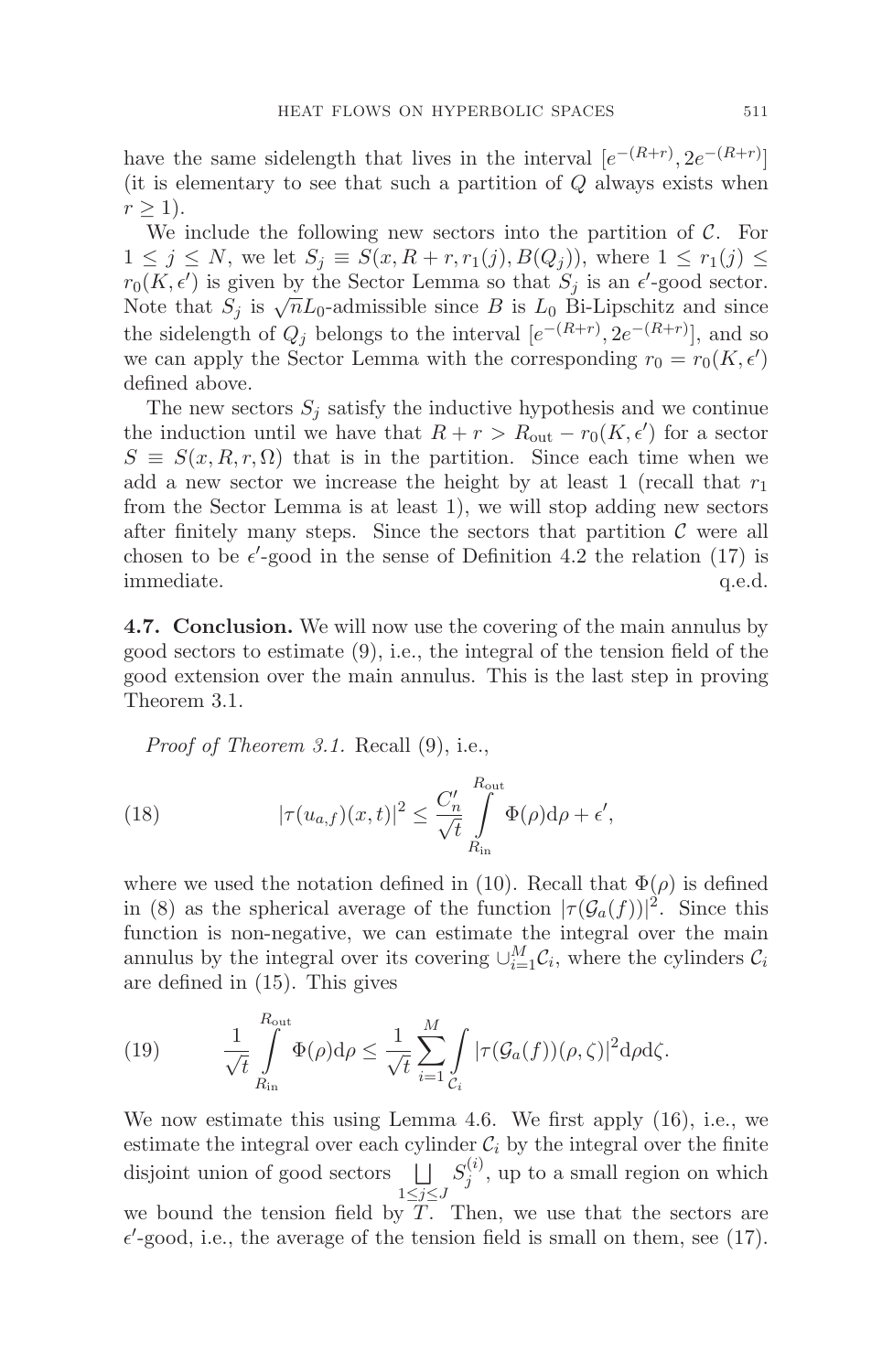have the same sidelength that lives in the interval $[e^{-(R+r)}, 2e^{-(R+r)}]$ (it is elementary to see that such a partition of $Q$ always exists when $r \geq 1$).

We include the following new sectors into the partition of $\mathcal{C}$. For $1 \leq j \leq N$, we let $S_j \equiv S(x, R+r, r_1(j), B(Q_j))$, where $1 \leq r_1(j) \leq r_0(K, \epsilon')$ is given by the Sector Lemma so that $S_j$ is an $\epsilon'$-good sector. Note that $S_j$ is $\sqrt{n}L_0$-admissible since $B$ is $L_0$ Bi-Lipschitz and since the sidelength of $Q_j$ belongs to the interval $[e^{-(R+r)}, 2e^{-(R+r)}]$, and so we can apply the Sector Lemma with the corresponding $r_0 = r_0(K, \epsilon')$ defined above.

The new sectors $S_j$ satisfy the inductive hypothesis and we continue the induction until we have that $R + r > R_{\text{out}} - r_0(K, \epsilon')$ for a sector $S \equiv S(x, R, r, \Omega)$ that is in the partition. Since each time when we add a new sector we increase the height by at least 1 (recall that $r_1$ from the Sector Lemma is at least 1), we will stop adding new sectors after finitely many steps. Since the sectors that partition $\mathcal{C}$ were all chosen to be $\epsilon'$-good in the sense of Definition 4.2 the relation (17) is immediate. q.e.d.

**4.7. Conclusion.** We will now use the covering of the main annulus by good sectors to estimate (9), i.e., the integral of the tension field of the good extension over the main annulus. This is the last step in proving Theorem 3.1.

*Proof of Theorem 3.1.* Recall (9), i.e.,

$$|\tau(u_{a,f})(x,t)|^2 \leq \frac{C_n'}{\sqrt{t}} \int_{R_{\text{in}}}^{R_{\text{out}}} \Phi(\rho) \mathrm{d}\rho + \epsilon', \tag{18}$$

where we used the notation defined in (10). Recall that $\Phi(\rho)$ is defined in (8) as the spherical average of the function $|\tau(\mathcal{G}_a(f))|^2$. Since this function is non-negative, we can estimate the integral over the main annulus by the integral over its covering $\cup_{i=1}^{M} \mathcal{C}_i$, where the cylinders $\mathcal{C}_i$ are defined in (15). This gives

$$\frac{1}{\sqrt{t}} \int_{R_{\text{in}}}^{R_{\text{out}}} \Phi(\rho) \mathrm{d}\rho \leq \frac{1}{\sqrt{t}} \sum_{i=1}^{M} \int_{\mathcal{C}_i} |\tau(\mathcal{G}_a(f))(\rho, \zeta)|^2 \mathrm{d}\rho \mathrm{d}\zeta. \tag{19}$$

We now estimate this using Lemma 4.6. We first apply (16), i.e., we estimate the integral over each cylinder $\mathcal{C}_i$ by the integral over the finite disjoint union of good sectors $\bigsqcup_{1 \leq j \leq J} S_j^{(i)}$, up to a small region on which we bound the tension field by $T$. Then, we use that the sectors are $\epsilon'$-good, i.e., the average of the tension field is small on them, see (17).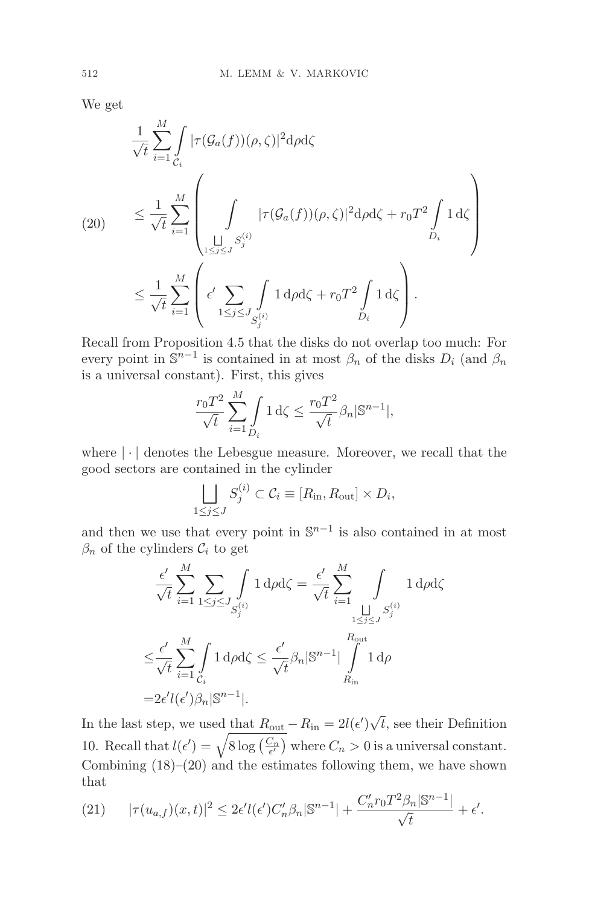We get

$$
\begin{aligned}
&\frac{1}{\sqrt{t}}\sum_{i=1}^{M}\int_{\mathcal{C}_i}|\tau(\mathcal{G}_a(f))(\rho,\zeta)|^2\mathrm{d}\rho\mathrm{d}\zeta\\
&\leq \frac{1}{\sqrt{t}}\sum_{i=1}^{M}\left(\int_{\bigsqcup_{1\leq j\leq J} S_j^{(i)}}|\tau(\mathcal{G}_a(f))(\rho,\zeta)|^2\mathrm{d}\rho\mathrm{d}\zeta + r_0T^2\int_{D_i}1\,\mathrm{d}\zeta\right)\\
&\leq \frac{1}{\sqrt{t}}\sum_{i=1}^{M}\left(\epsilon'\sum_{1\leq j\leq J}\int_{S_j^{(i)}}1\,\mathrm{d}\rho\mathrm{d}\zeta + r_0T^2\int_{D_i}1\,\mathrm{d}\zeta\right).
\end{aligned}
\tag{20}
$$

Recall from Proposition 4.5 that the disks do not overlap too much: For every point in $\mathbb{S}^{n-1}$ is contained in at most $\beta_n$ of the disks $D_i$ (and $\beta_n$ is a universal constant). First, this gives

$$
\frac{r_0T^2}{\sqrt{t}}\sum_{i=1}^{M}\int_{D_i}1\,\mathrm{d}\zeta \leq \frac{r_0T^2}{\sqrt{t}}\beta_n|\mathbb{S}^{n-1}|,
$$

where $|\cdot|$ denotes the Lebesgue measure. Moreover, we recall that the good sectors are contained in the cylinder

$$
\bigsqcup_{1\leq j\leq J} S_j^{(i)} \subset \mathcal{C}_i \equiv [R_{\mathrm{in}}, R_{\mathrm{out}}]\times D_i,
$$

and then we use that every point in $\mathbb{S}^{n-1}$ is also contained in at most $\beta_n$ of the cylinders $\mathcal{C}_i$ to get

$$
\begin{aligned}
\frac{\epsilon'}{\sqrt{t}}\sum_{i=1}^{M}\sum_{1\leq j\leq J}\int_{S_j^{(i)}}1\,\mathrm{d}\rho\mathrm{d}\zeta &= \frac{\epsilon'}{\sqrt{t}}\sum_{i=1}^{M}\int_{\bigsqcup_{1\leq j\leq J} S_j^{(i)}}1\,\mathrm{d}\rho\mathrm{d}\zeta\\
\leq \frac{\epsilon'}{\sqrt{t}}\sum_{i=1}^{M}\int_{\mathcal{C}_i}1\,\mathrm{d}\rho\mathrm{d}\zeta &\leq \frac{\epsilon'}{\sqrt{t}}\beta_n|\mathbb{S}^{n-1}|\int_{R_{\mathrm{in}}}^{R_{\mathrm{out}}}1\,\mathrm{d}\rho\\
=2\epsilon' l(\epsilon')\beta_n|\mathbb{S}^{n-1}|.
\end{aligned}
$$

In the last step, we used that $R_{\mathrm{out}} - R_{\mathrm{in}} = 2l(\epsilon')\sqrt{t}$, see their Definition 10. Recall that $l(\epsilon') = \sqrt{8\log\left(\frac{C_n}{\epsilon'}\right)}$ where $C_n > 0$ is a universal constant. Combining (18)–(20) and the estimates following them, we have shown that

$$
|\tau(u_{a,f})(x,t)|^2 \leq 2\epsilon' l(\epsilon')C_n'\beta_n|\mathbb{S}^{n-1}| + \frac{C_n' r_0 T^2\beta_n|\mathbb{S}^{n-1}|}{\sqrt{t}} + \epsilon'. \tag{21}
$$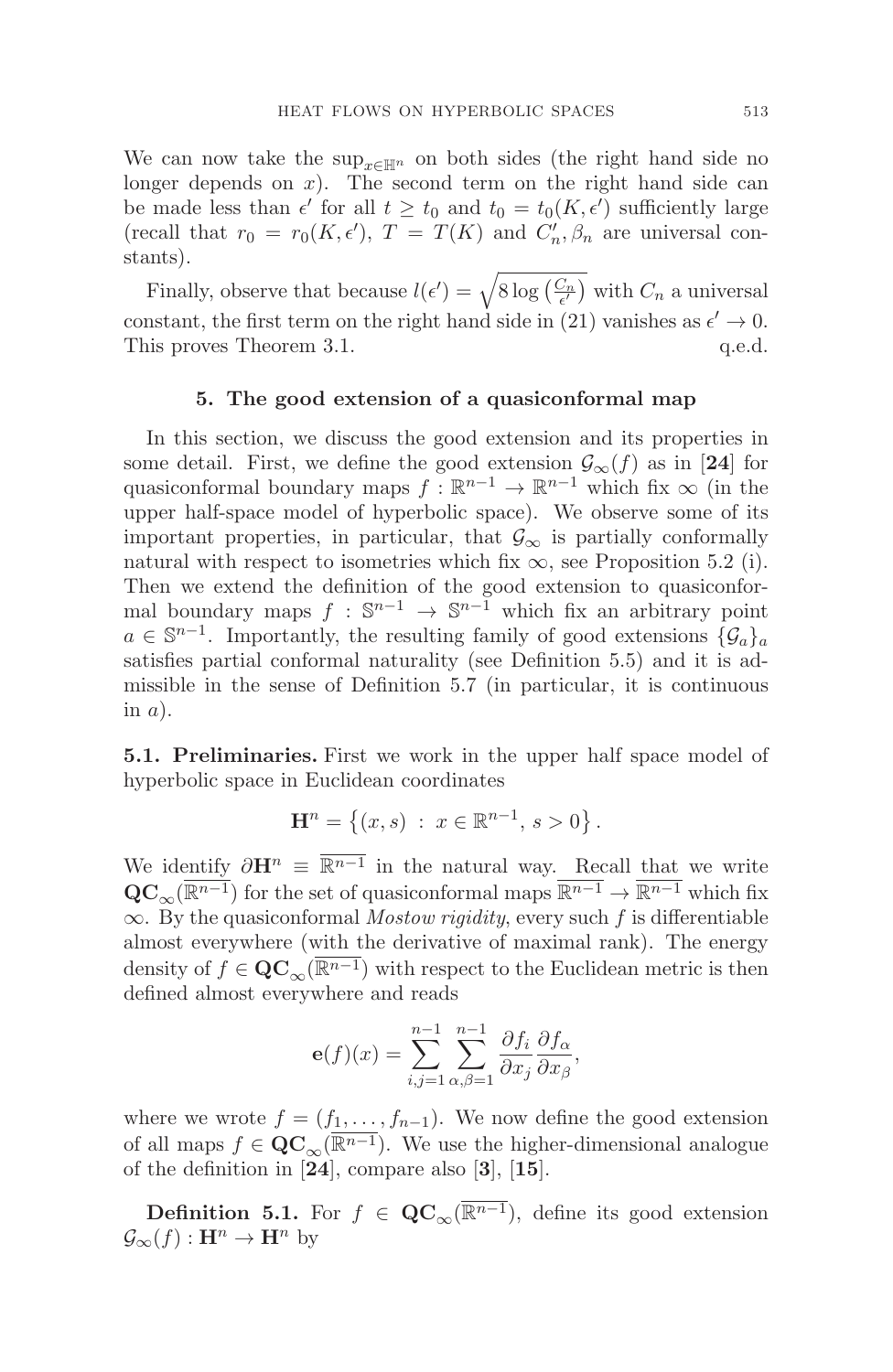We can now take the $\sup_{x\in\mathbb{H}^n}$ on both sides (the right hand side no longer depends on $x$). The second term on the right hand side can be made less than $\epsilon'$ for all $t \geq t_0$ and $t_0 = t_0(K, \epsilon')$ sufficiently large (recall that $r_0 = r_0(K, \epsilon')$, $T = T(K)$ and $C'_n, \beta_n$ are universal constants).

Finally, observe that because $l(\epsilon') = \sqrt{8 \log\left(\frac{C_n}{\epsilon'}\right)}$ with $C_n$ a universal constant, the first term on the right hand side in (21) vanishes as $\epsilon' \to 0$. This proves Theorem 3.1. q.e.d.

## 5. The good extension of a quasiconformal map

In this section, we discuss the good extension and its properties in some detail. First, we define the good extension $\mathcal{G}_\infty(f)$ as in [**24**] for quasiconformal boundary maps $f : \mathbb{R}^{n-1} \to \mathbb{R}^{n-1}$ which fix $\infty$ (in the upper half-space model of hyperbolic space). We observe some of its important properties, in particular, that $\mathcal{G}_\infty$ is partially conformally natural with respect to isometries which fix $\infty$, see Proposition 5.2 (i). Then we extend the definition of the good extension to quasiconformal boundary maps $f : \mathbb{S}^{n-1} \to \mathbb{S}^{n-1}$ which fix an arbitrary point $a \in \mathbb{S}^{n-1}$. Importantly, the resulting family of good extensions $\{\mathcal{G}_a\}_a$ satisfies partial conformal naturality (see Definition 5.5) and it is admissible in the sense of Definition 5.7 (in particular, it is continuous in $a$).

**5.1. Preliminaries.** First we work in the upper half space model of hyperbolic space in Euclidean coordinates

$$\mathbf{H}^n = \left\{(x, s) \,:\, x \in \mathbb{R}^{n-1},\, s > 0\right\}.$$

We identify $\partial\mathbf{H}^n \equiv \overline{\mathbb{R}^{n-1}}$ in the natural way. Recall that we write $\mathbf{QC}_\infty(\overline{\mathbb{R}^{n-1}})$ for the set of quasiconformal maps $\overline{\mathbb{R}^{n-1}} \to \overline{\mathbb{R}^{n-1}}$ which fix $\infty$. By the quasiconformal *Mostow rigidity*, every such $f$ is differentiable almost everywhere (with the derivative of maximal rank). The energy density of $f \in \mathbf{QC}_\infty(\overline{\mathbb{R}^{n-1}})$ with respect to the Euclidean metric is then defined almost everywhere and reads

$$\mathbf{e}(f)(x) = \sum_{i,j=1}^{n-1} \sum_{\alpha,\beta=1}^{n-1} \frac{\partial f_i}{\partial x_j} \frac{\partial f_\alpha}{\partial x_\beta},$$

where we wrote $f = (f_1, \ldots, f_{n-1})$. We now define the good extension of all maps $f \in \mathbf{QC}_\infty(\overline{\mathbb{R}^{n-1}})$. We use the higher-dimensional analogue of the definition in [**24**], compare also [**3**], [**15**].

**Definition 5.1.** For $f \in \mathbf{QC}_\infty(\overline{\mathbb{R}^{n-1}})$, define its good extension $\mathcal{G}_\infty(f) : \mathbf{H}^n \to \mathbf{H}^n$ by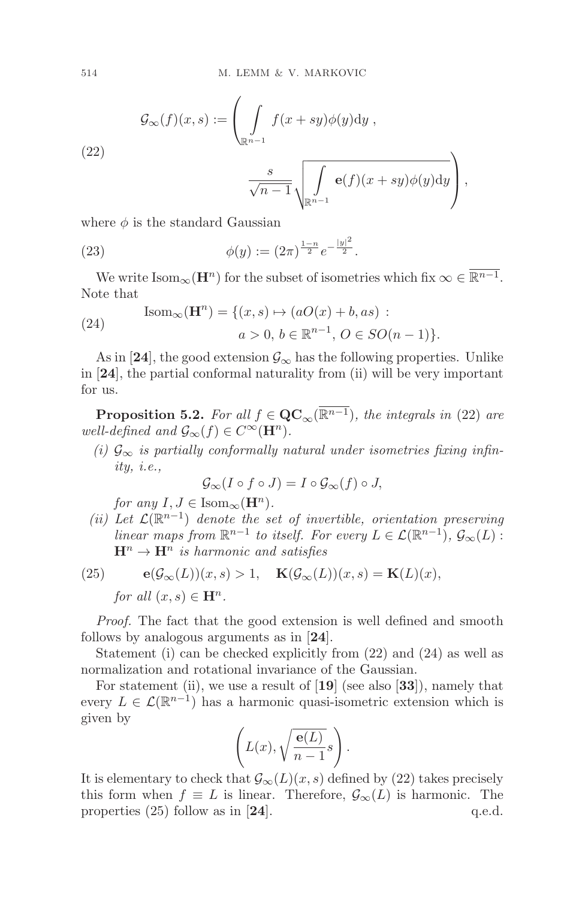$$
\mathcal{G}_\infty(f)(x,s) := \left( \int_{\mathbb{R}^{n-1}} f(x+sy)\phi(y)\mathrm{d}y \; , \right. \tag{22}
$$

$$
\left. \frac{s}{\sqrt{n-1}} \sqrt{\int_{\mathbb{R}^{n-1}} \mathbf{e}(f)(x+sy)\phi(y)\mathrm{d}y} \right),
$$

where $\phi$ is the standard Gaussian

$$
\phi(y) := (2\pi)^{\frac{1-n}{2}} e^{-\frac{|y|^2}{2}}. \tag{23}
$$

We write $\mathrm{Isom}_\infty(\mathbf{H}^n)$ for the subset of isometries which fix $\infty \in \overline{\mathbb{R}^{n-1}}$. Note that

$$
\begin{aligned}
\mathrm{Isom}_\infty(\mathbf{H}^n) = \{ &(x,s) \mapsto (aO(x)+b, as) \; : \\
&a > 0, \, b \in \mathbb{R}^{n-1}, \, O \in SO(n-1) \}.
\end{aligned} \tag{24}
$$

As in [**24**], the good extension $\mathcal{G}_\infty$ has the following properties. Unlike in [**24**], the partial conformal naturality from (ii) will be very important for us.

**Proposition 5.2.** *For all $f \in \mathbf{QC}_\infty(\overline{\mathbb{R}^{n-1}})$, the integrals in* (22) *are well-defined and $\mathcal{G}_\infty(f) \in C^\infty(\mathbf{H}^n)$.*

*(i) $\mathcal{G}_\infty$ is partially conformally natural under isometries fixing infinity, i.e.,*

$$
\mathcal{G}_\infty(I \circ f \circ J) = I \circ \mathcal{G}_\infty(f) \circ J,
$$

*for any $I, J \in \mathrm{Isom}_\infty(\mathbf{H}^n)$.*

*(ii) Let $\mathcal{L}(\mathbb{R}^{n-1})$ denote the set of invertible, orientation preserving linear maps from $\mathbb{R}^{n-1}$ to itself. For every $L \in \mathcal{L}(\mathbb{R}^{n-1})$, $\mathcal{G}_\infty(L) : \mathbf{H}^n \to \mathbf{H}^n$ is harmonic and satisfies*

$$
\mathbf{e}(\mathcal{G}_\infty(L))(x,s) > 1, \quad \mathbf{K}(\mathcal{G}_\infty(L))(x,s) = \mathbf{K}(L)(x), \tag{25}
$$

*for all $(x,s) \in \mathbf{H}^n$.*

*Proof.* The fact that the good extension is well defined and smooth follows by analogous arguments as in [**24**].

Statement (i) can be checked explicitly from (22) and (24) as well as normalization and rotational invariance of the Gaussian.

For statement (ii), we use a result of [**19**] (see also [**33**]), namely that every $L \in \mathcal{L}(\mathbb{R}^{n-1})$ has a harmonic quasi-isometric extension which is given by

$$
\left( L(x), \sqrt{\frac{\mathbf{e}(L)}{n-1}} s \right).
$$

It is elementary to check that $\mathcal{G}_\infty(L)(x,s)$ defined by (22) takes precisely this form when $f \equiv L$ is linear. Therefore, $\mathcal{G}_\infty(L)$ is harmonic. The properties (25) follow as in [**24**]. q.e.d.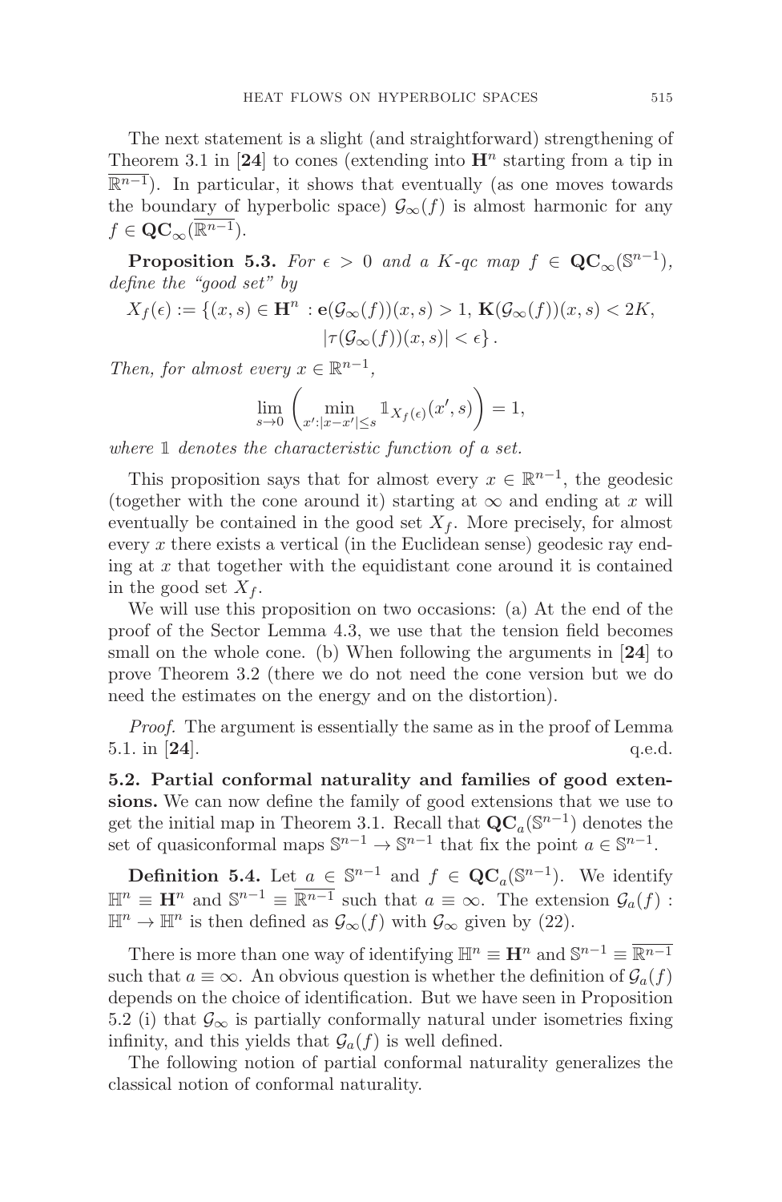The next statement is a slight (and straightforward) strengthening of Theorem 3.1 in [**24**] to cones (extending into $\mathbf{H}^n$ starting from a tip in $\overline{\mathbb{R}^{n-1}}$). In particular, it shows that eventually (as one moves towards the boundary of hyperbolic space) $\mathcal{G}_\infty(f)$ is almost harmonic for any $f \in \mathbf{QC}_\infty(\overline{\mathbb{R}^{n-1}})$.

**Proposition 5.3.** *For $\epsilon > 0$ and a $K$-qc map $f \in \mathbf{QC}_\infty(\mathbb{S}^{n-1})$, define the "good set" by*

$$X_f(\epsilon) := \{(x, s) \in \mathbf{H}^n : \mathbf{e}(\mathcal{G}_\infty(f))(x, s) > 1,\, \mathbf{K}(\mathcal{G}_\infty(f))(x, s) < 2K,\\ |\tau(\mathcal{G}_\infty(f))(x, s)| < \epsilon\}.$$

*Then, for almost every $x \in \mathbb{R}^{n-1}$,*

$$\lim_{s \to 0} \left( \min_{x' : |x - x'| \leq s} \mathbb{1}_{X_f(\epsilon)}(x', s) \right) = 1,$$

*where $\mathbb{1}$ denotes the characteristic function of a set.*

This proposition says that for almost every $x \in \mathbb{R}^{n-1}$, the geodesic (together with the cone around it) starting at $\infty$ and ending at $x$ will eventually be contained in the good set $X_f$. More precisely, for almost every $x$ there exists a vertical (in the Euclidean sense) geodesic ray ending at $x$ that together with the equidistant cone around it is contained in the good set $X_f$.

We will use this proposition on two occasions: (a) At the end of the proof of the Sector Lemma 4.3, we use that the tension field becomes small on the whole cone. (b) When following the arguments in [**24**] to prove Theorem 3.2 (there we do not need the cone version but we do need the estimates on the energy and on the distortion).

*Proof.* The argument is essentially the same as in the proof of Lemma 5.1. in [**24**]. q.e.d.

**5.2. Partial conformal naturality and families of good extensions.** We can now define the family of good extensions that we use to get the initial map in Theorem 3.1. Recall that $\mathbf{QC}_a(\mathbb{S}^{n-1})$ denotes the set of quasiconformal maps $\mathbb{S}^{n-1} \to \mathbb{S}^{n-1}$ that fix the point $a \in \mathbb{S}^{n-1}$.

**Definition 5.4.** Let $a \in \mathbb{S}^{n-1}$ and $f \in \mathbf{QC}_a(\mathbb{S}^{n-1})$. We identify $\mathbb{H}^n \equiv \mathbf{H}^n$ and $\mathbb{S}^{n-1} \equiv \overline{\mathbb{R}^{n-1}}$ such that $a \equiv \infty$. The extension $\mathcal{G}_a(f) : \mathbb{H}^n \to \mathbb{H}^n$ is then defined as $\mathcal{G}_\infty(f)$ with $\mathcal{G}_\infty$ given by (22).

There is more than one way of identifying $\mathbb{H}^n \equiv \mathbf{H}^n$ and $\mathbb{S}^{n-1} \equiv \overline{\mathbb{R}^{n-1}}$ such that $a \equiv \infty$. An obvious question is whether the definition of $\mathcal{G}_a(f)$ depends on the choice of identification. But we have seen in Proposition 5.2 (i) that $\mathcal{G}_\infty$ is partially conformally natural under isometries fixing infinity, and this yields that $\mathcal{G}_a(f)$ is well defined.

The following notion of partial conformal naturality generalizes the classical notion of conformal naturality.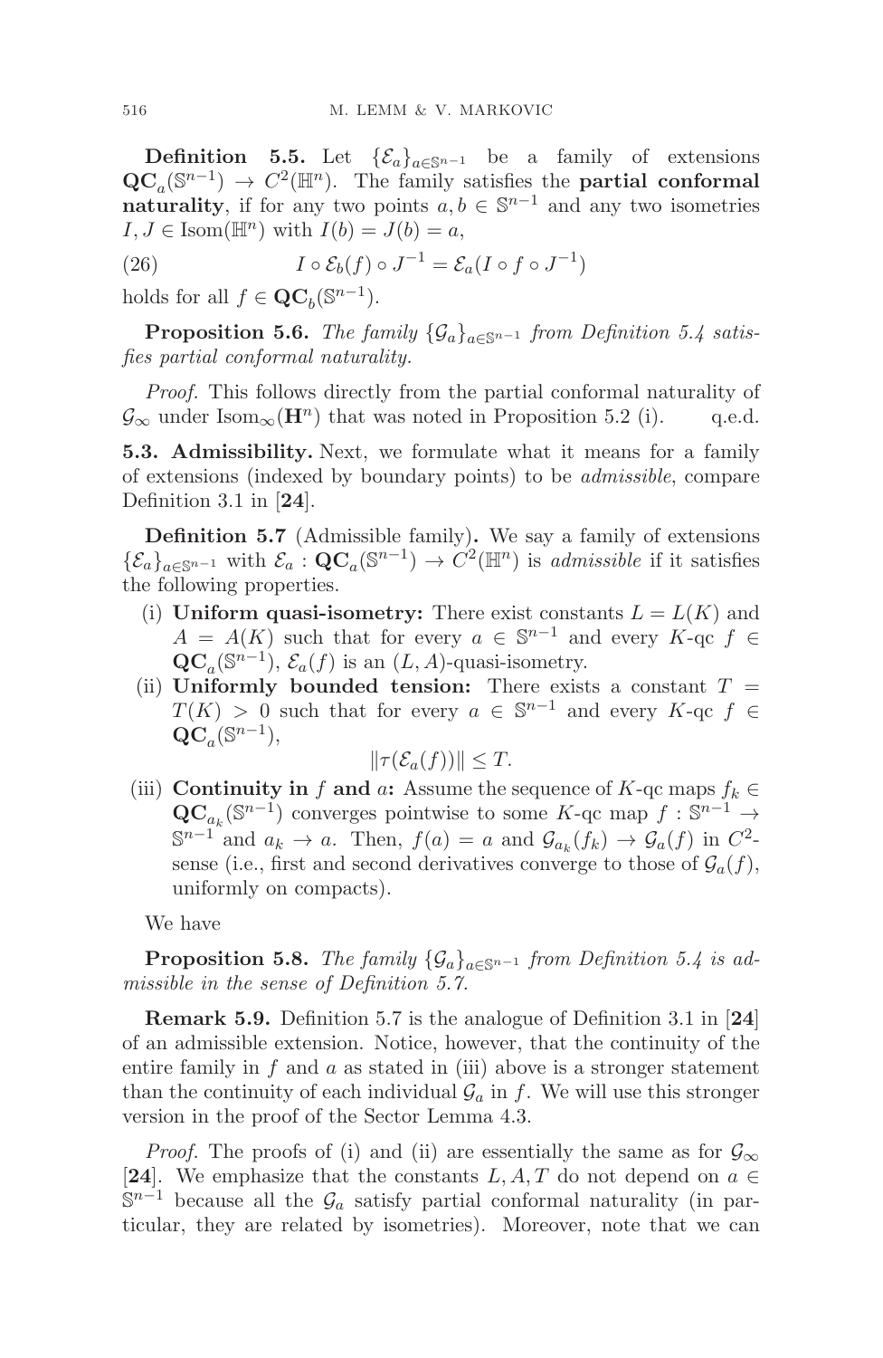**Definition 5.5.** Let $\{\mathcal{E}_a\}_{a\in\mathbb{S}^{n-1}}$ be a family of extensions $\mathbf{QC}_a(\mathbb{S}^{n-1}) \to C^2(\mathbb{H}^n)$. The family satisfies the **partial conformal naturality**, if for any two points $a, b \in \mathbb{S}^{n-1}$ and any two isometries $I, J \in \mathrm{Isom}(\mathbb{H}^n)$ with $I(b) = J(b) = a$,

$$I \circ \mathcal{E}_b(f) \circ J^{-1} = \mathcal{E}_a(I \circ f \circ J^{-1}) \tag{26}$$

holds for all $f \in \mathbf{QC}_b(\mathbb{S}^{n-1})$.

**Proposition 5.6.** *The family $\{\mathcal{G}_a\}_{a\in\mathbb{S}^{n-1}}$ from Definition 5.4 satisfies partial conformal naturality.*

*Proof.* This follows directly from the partial conformal naturality of $\mathcal{G}_\infty$ under $\mathrm{Isom}_\infty(\mathbf{H}^n)$ that was noted in Proposition 5.2 (i). q.e.d.

**5.3. Admissibility.** Next, we formulate what it means for a family of extensions (indexed by boundary points) to be *admissible*, compare Definition 3.1 in [**24**].

**Definition 5.7** (Admissible family)**.** We say a family of extensions $\{\mathcal{E}_a\}_{a\in\mathbb{S}^{n-1}}$ with $\mathcal{E}_a : \mathbf{QC}_a(\mathbb{S}^{n-1}) \to C^2(\mathbb{H}^n)$ is *admissible* if it satisfies the following properties.

(i) **Uniform quasi-isometry:** There exist constants $L = L(K)$ and $A = A(K)$ such that for every $a \in \mathbb{S}^{n-1}$ and every $K$-qc $f \in \mathbf{QC}_a(\mathbb{S}^{n-1})$, $\mathcal{E}_a(f)$ is an $(L, A)$-quasi-isometry.

(ii) **Uniformly bounded tension:** There exists a constant $T = T(K) > 0$ such that for every $a \in \mathbb{S}^{n-1}$ and every $K$-qc $f \in \mathbf{QC}_a(\mathbb{S}^{n-1})$,
$$\|\tau(\mathcal{E}_a(f))\| \leq T.$$

(iii) **Continuity in $f$ and $a$:** Assume the sequence of $K$-qc maps $f_k \in \mathbf{QC}_{a_k}(\mathbb{S}^{n-1})$ converges pointwise to some $K$-qc map $f : \mathbb{S}^{n-1} \to \mathbb{S}^{n-1}$ and $a_k \to a$. Then, $f(a) = a$ and $\mathcal{G}_{a_k}(f_k) \to \mathcal{G}_a(f)$ in $C^2$-sense (i.e., first and second derivatives converge to those of $\mathcal{G}_a(f)$, uniformly on compacts).

We have

**Proposition 5.8.** *The family $\{\mathcal{G}_a\}_{a\in\mathbb{S}^{n-1}}$ from Definition 5.4 is admissible in the sense of Definition 5.7.*

**Remark 5.9.** Definition 5.7 is the analogue of Definition 3.1 in [**24**] of an admissible extension. Notice, however, that the continuity of the entire family in $f$ and $a$ as stated in (iii) above is a stronger statement than the continuity of each individual $\mathcal{G}_a$ in $f$. We will use this stronger version in the proof of the Sector Lemma 4.3.

*Proof.* The proofs of (i) and (ii) are essentially the same as for $\mathcal{G}_\infty$ [**24**]. We emphasize that the constants $L, A, T$ do not depend on $a \in \mathbb{S}^{n-1}$ because all the $\mathcal{G}_a$ satisfy partial conformal naturality (in particular, they are related by isometries). Moreover, note that we can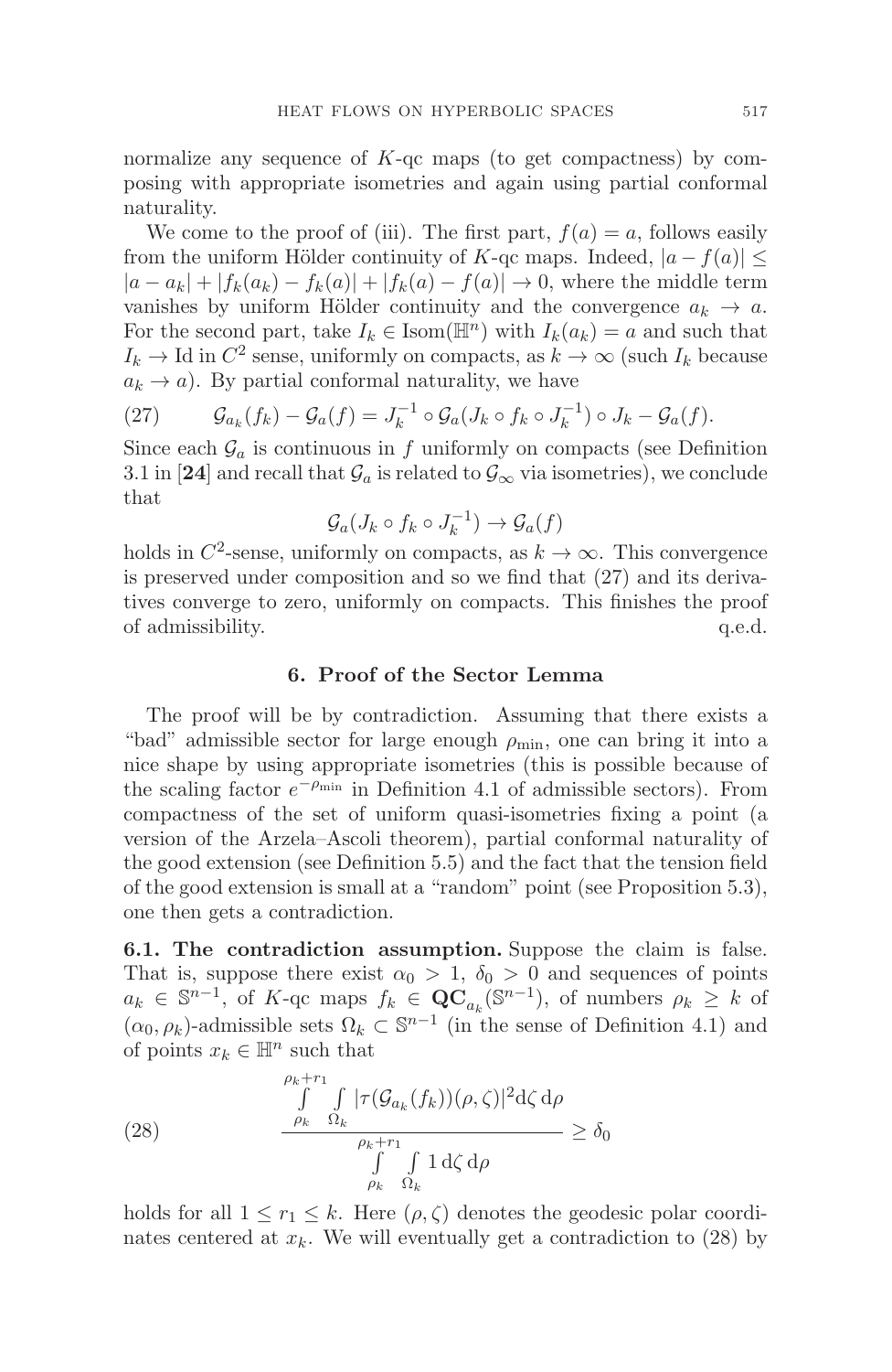normalize any sequence of $K$-qc maps (to get compactness) by composing with appropriate isometries and again using partial conformal naturality.

We come to the proof of (iii). The first part, $f(a) = a$, follows easily from the uniform Hölder continuity of $K$-qc maps. Indeed, $|a - f(a)| \leq |a - a_k| + |f_k(a_k) - f_k(a)| + |f_k(a) - f(a)| \to 0$, where the middle term vanishes by uniform Hölder continuity and the convergence $a_k \to a$. For the second part, take $I_k \in \mathrm{Isom}(\mathbb{H}^n)$ with $I_k(a_k) = a$ and such that $I_k \to \mathrm{Id}$ in $C^2$ sense, uniformly on compacts, as $k \to \infty$ (such $I_k$ because $a_k \to a$). By partial conformal naturality, we have

$$\mathcal{G}_{a_k}(f_k) - \mathcal{G}_a(f) = J_k^{-1} \circ \mathcal{G}_a(J_k \circ f_k \circ J_k^{-1}) \circ J_k - \mathcal{G}_a(f). \tag{27}$$

Since each $\mathcal{G}_a$ is continuous in $f$ uniformly on compacts (see Definition 3.1 in [**24**] and recall that $\mathcal{G}_a$ is related to $\mathcal{G}_\infty$ via isometries), we conclude that

$$\mathcal{G}_a(J_k \circ f_k \circ J_k^{-1}) \to \mathcal{G}_a(f)$$

holds in $C^2$-sense, uniformly on compacts, as $k \to \infty$. This convergence is preserved under composition and so we find that (27) and its derivatives converge to zero, uniformly on compacts. This finishes the proof of admissibility. q.e.d.

## 6. Proof of the Sector Lemma

The proof will be by contradiction. Assuming that there exists a "bad" admissible sector for large enough $\rho_{\min}$, one can bring it into a nice shape by using appropriate isometries (this is possible because of the scaling factor $e^{-\rho_{\min}}$ in Definition 4.1 of admissible sectors). From compactness of the set of uniform quasi-isometries fixing a point (a version of the Arzela–Ascoli theorem), partial conformal naturality of the good extension (see Definition 5.5) and the fact that the tension field of the good extension is small at a "random" point (see Proposition 5.3), one then gets a contradiction.

**6.1. The contradiction assumption.** Suppose the claim is false. That is, suppose there exist $\alpha_0 > 1$, $\delta_0 > 0$ and sequences of points $a_k \in \mathbb{S}^{n-1}$, of $K$-qc maps $f_k \in \mathbf{QC}_{a_k}(\mathbb{S}^{n-1})$, of numbers $\rho_k \geq k$ of $(\alpha_0, \rho_k)$-admissible sets $\Omega_k \subset \mathbb{S}^{n-1}$ (in the sense of Definition 4.1) and of points $x_k \in \mathbb{H}^n$ such that

$$\frac{\int_{\rho_k}^{\rho_k + r_1} \int_{\Omega_k} |\tau(\mathcal{G}_{a_k}(f_k))(\rho, \zeta)|^2 \mathrm{d}\zeta \, \mathrm{d}\rho}{\int_{\rho_k}^{\rho_k + r_1} \int_{\Omega_k} 1 \, \mathrm{d}\zeta \, \mathrm{d}\rho} \geq \delta_0 \tag{28}$$

holds for all $1 \leq r_1 \leq k$. Here $(\rho, \zeta)$ denotes the geodesic polar coordinates centered at $x_k$. We will eventually get a contradiction to (28) by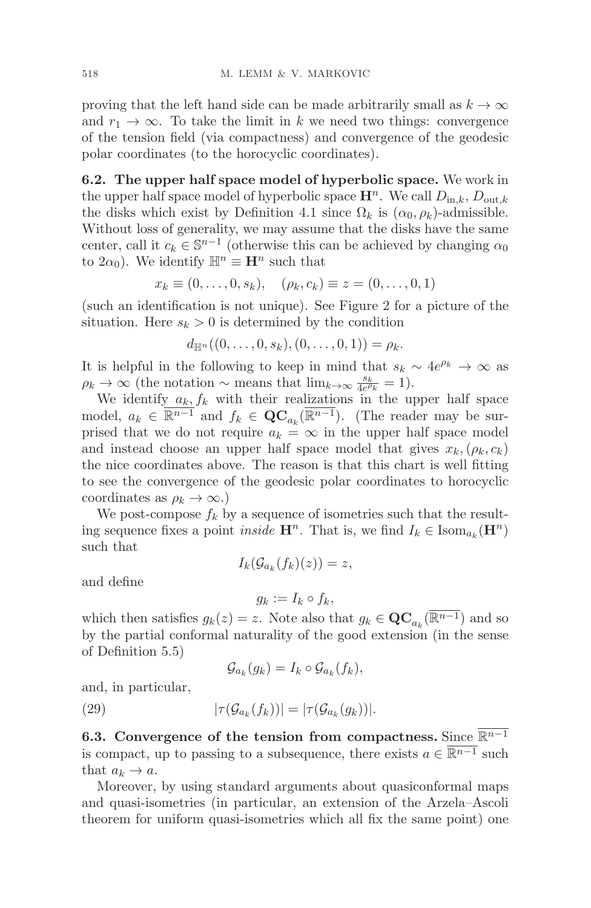proving that the left hand side can be made arbitrarily small as $k \to \infty$ and $r_1 \to \infty$. To take the limit in $k$ we need two things: convergence of the tension field (via compactness) and convergence of the geodesic polar coordinates (to the horocyclic coordinates).

**6.2. The upper half space model of hyperbolic space.** We work in the upper half space model of hyperbolic space $\mathbf{H}^n$. We call $D_{\text{in},k}$, $D_{\text{out},k}$ the disks which exist by Definition 4.1 since $\Omega_k$ is $(\alpha_0, \rho_k)$-admissible. Without loss of generality, we may assume that the disks have the same center, call it $c_k \in \mathbb{S}^{n-1}$ (otherwise this can be achieved by changing $\alpha_0$ to $2\alpha_0$). We identify $\mathbb{H}^n \equiv \mathbf{H}^n$ such that

$$x_k \equiv (0, \ldots, 0, s_k), \quad (\rho_k, c_k) \equiv z = (0, \ldots, 0, 1)$$

(such an identification is not unique). See Figure 2 for a picture of the situation. Here $s_k > 0$ is determined by the condition

$$d_{\mathbb{H}^n}((0, \ldots, 0, s_k), (0, \ldots, 0, 1)) = \rho_k.$$

It is helpful in the following to keep in mind that $s_k \sim 4e^{\rho_k} \to \infty$ as $\rho_k \to \infty$ (the notation $\sim$ means that $\lim_{k\to\infty} \frac{s_k}{4e^{\rho_k}} = 1$).

We identify $a_k, f_k$ with their realizations in the upper half space model, $a_k \in \overline{\mathbb{R}^{n-1}}$ and $f_k \in \mathbf{QC}_{a_k}(\overline{\mathbb{R}^{n-1}})$. (The reader may be surprised that we do not require $a_k = \infty$ in the upper half space model and instead choose an upper half space model that gives $x_k, (\rho_k, c_k)$ the nice coordinates above. The reason is that this chart is well fitting to see the convergence of the geodesic polar coordinates to horocyclic coordinates as $\rho_k \to \infty$.)

We post-compose $f_k$ by a sequence of isometries such that the resulting sequence fixes a point *inside* $\mathbf{H}^n$. That is, we find $I_k \in \text{Isom}_{a_k}(\mathbf{H}^n)$ such that

$$I_k(\mathcal{G}_{a_k}(f_k)(z)) = z,$$

and define

$$g_k := I_k \circ f_k,$$

which then satisfies $g_k(z) = z$. Note also that $g_k \in \mathbf{QC}_{a_k}(\overline{\mathbb{R}^{n-1}})$ and so by the partial conformal naturality of the good extension (in the sense of Definition 5.5)

$$\mathcal{G}_{a_k}(g_k) = I_k \circ \mathcal{G}_{a_k}(f_k),$$

and, in particular,

$$|\tau(\mathcal{G}_{a_k}(f_k))| = |\tau(\mathcal{G}_{a_k}(g_k))|. \tag{29}$$

**6.3. Convergence of the tension from compactness.** Since $\overline{\mathbb{R}^{n-1}}$ is compact, up to passing to a subsequence, there exists $a \in \overline{\mathbb{R}^{n-1}}$ such that $a_k \to a$.

Moreover, by using standard arguments about quasiconformal maps and quasi-isometries (in particular, an extension of the Arzela–Ascoli theorem for uniform quasi-isometries which all fix the same point) one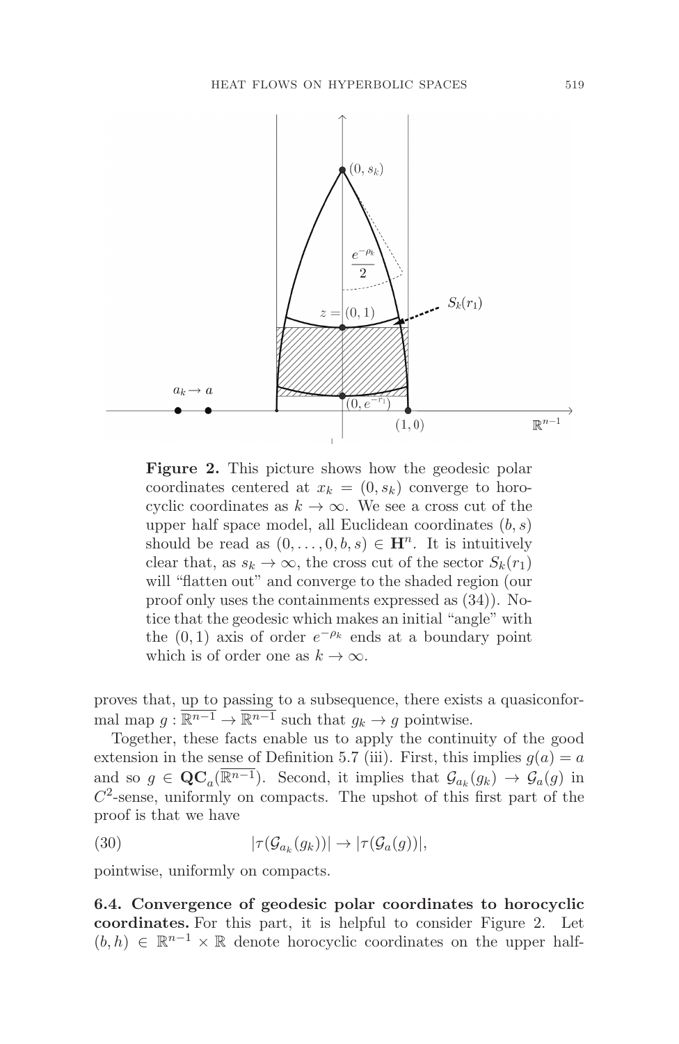**Figure 2.** This picture shows how the geodesic polar coordinates centered at $x_k = (0, s_k)$ converge to horocyclic coordinates as $k \to \infty$. We see a cross cut of the upper half space model, all Euclidean coordinates $(b, s)$ should be read as $(0, \ldots, 0, b, s) \in \mathbf{H}^n$. It is intuitively clear that, as $s_k \to \infty$, the cross cut of the sector $S_k(r_1)$ will "flatten out" and converge to the shaded region (our proof only uses the containments expressed as (34)). Notice that the geodesic which makes an initial "angle" with the $(0, 1)$ axis of order $e^{-\rho_k}$ ends at a boundary point which is of order one as $k \to \infty$.

proves that, up to passing to a subsequence, there exists a quasiconformal map $g : \overline{\mathbb{R}^{n-1}} \to \overline{\mathbb{R}^{n-1}}$ such that $g_k \to g$ pointwise.

Together, these facts enable us to apply the continuity of the good extension in the sense of Definition 5.7 (iii). First, this implies $g(a) = a$ and so $g \in \mathbf{QC}_a(\overline{\mathbb{R}^{n-1}})$. Second, it implies that $\mathcal{G}_{a_k}(g_k) \to \mathcal{G}_a(g)$ in $C^2$-sense, uniformly on compacts. The upshot of this first part of the proof is that we have

$$|\tau(\mathcal{G}_{a_k}(g_k))| \to |\tau(\mathcal{G}_a(g))|, \tag{30}$$

pointwise, uniformly on compacts.

**6.4. Convergence of geodesic polar coordinates to horocyclic coordinates.** For this part, it is helpful to consider Figure 2. Let $(b, h) \in \mathbb{R}^{n-1} \times \mathbb{R}$ denote horocyclic coordinates on the upper half-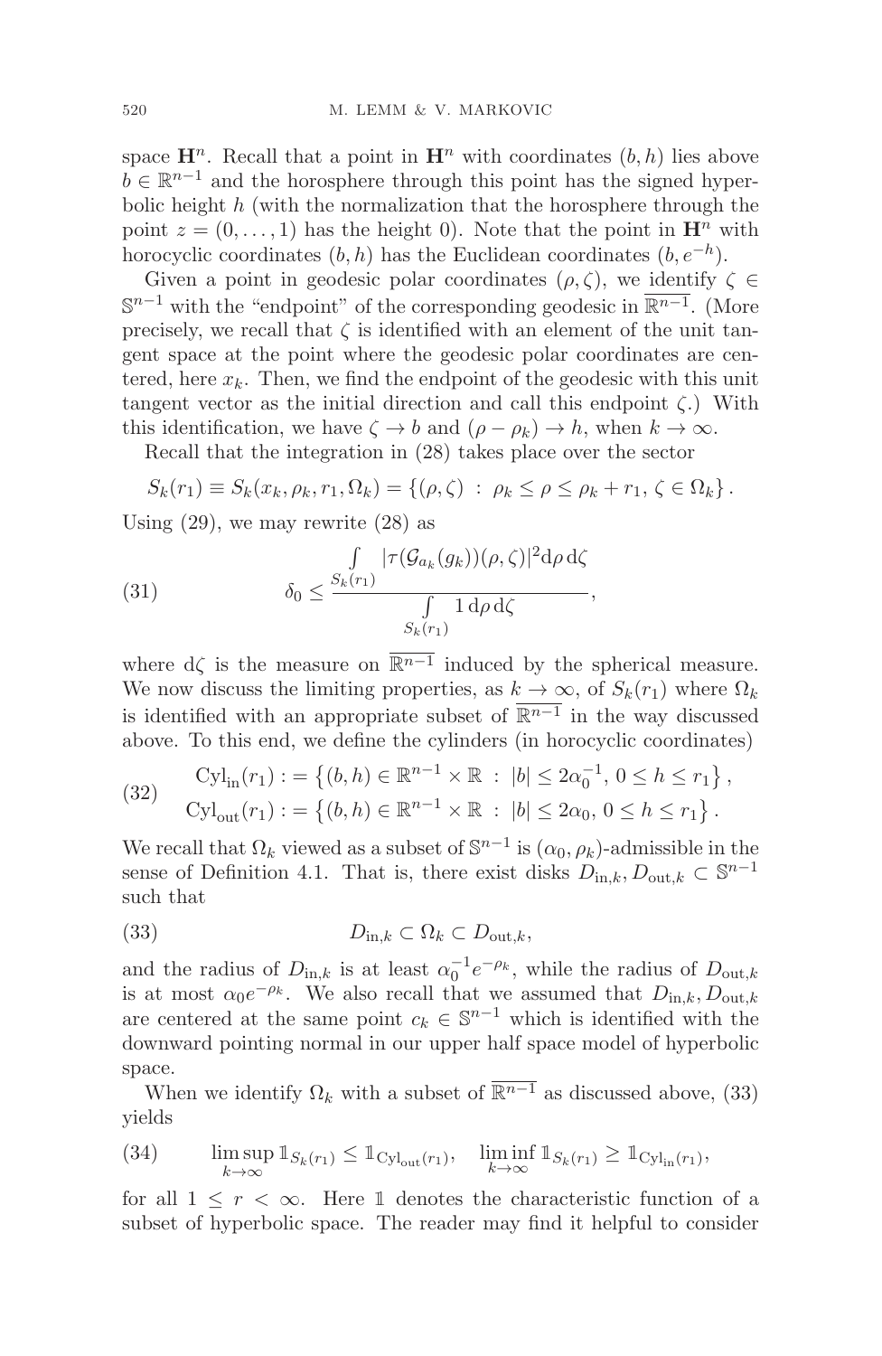space $\mathbf{H}^n$. Recall that a point in $\mathbf{H}^n$ with coordinates $(b, h)$ lies above $b \in \mathbb{R}^{n-1}$ and the horosphere through this point has the signed hyperbolic height $h$ (with the normalization that the horosphere through the point $z = (0, \ldots, 1)$ has the height 0). Note that the point in $\mathbf{H}^n$ with horocyclic coordinates $(b, h)$ has the Euclidean coordinates $(b, e^{-h})$.

Given a point in geodesic polar coordinates $(\rho, \zeta)$, we identify $\zeta \in \mathbb{S}^{n-1}$ with the "endpoint" of the corresponding geodesic in $\overline{\mathbb{R}^{n-1}}$. (More precisely, we recall that $\zeta$ is identified with an element of the unit tangent space at the point where the geodesic polar coordinates are centered, here $x_k$. Then, we find the endpoint of the geodesic with this unit tangent vector as the initial direction and call this endpoint $\zeta$.) With this identification, we have $\zeta \to b$ and $(\rho - \rho_k) \to h$, when $k \to \infty$.

Recall that the integration in (28) takes place over the sector

$$S_k(r_1) \equiv S_k(x_k, \rho_k, r_1, \Omega_k) = \{(\rho, \zeta) \; : \; \rho_k \leq \rho \leq \rho_k + r_1, \, \zeta \in \Omega_k\}.$$

Using (29), we may rewrite (28) as

$$\delta_0 \leq \frac{\int\limits_{S_k(r_1)} |\tau(\mathcal{G}_{a_k}(g_k))(\rho, \zeta)|^2 \mathrm{d}\rho \, \mathrm{d}\zeta}{\int\limits_{S_k(r_1)} 1 \, \mathrm{d}\rho \, \mathrm{d}\zeta}, \tag{31}$$

where $\mathrm{d}\zeta$ is the measure on $\overline{\mathbb{R}^{n-1}}$ induced by the spherical measure. We now discuss the limiting properties, as $k \to \infty$, of $S_k(r_1)$ where $\Omega_k$ is identified with an appropriate subset of $\overline{\mathbb{R}^{n-1}}$ in the way discussed above. To this end, we define the cylinders (in horocyclic coordinates)

$$\begin{aligned} \mathrm{Cyl}_{\mathrm{in}}(r_1) &:= \left\{(b, h) \in \mathbb{R}^{n-1} \times \mathbb{R} \; : \; |b| \leq 2\alpha_0^{-1}, \, 0 \leq h \leq r_1\right\}, \\ \mathrm{Cyl}_{\mathrm{out}}(r_1) &:= \left\{(b, h) \in \mathbb{R}^{n-1} \times \mathbb{R} \; : \; |b| \leq 2\alpha_0, \, 0 \leq h \leq r_1\right\}. \end{aligned} \tag{32}$$

We recall that $\Omega_k$ viewed as a subset of $\mathbb{S}^{n-1}$ is $(\alpha_0, \rho_k)$-admissible in the sense of Definition 4.1. That is, there exist disks $D_{\mathrm{in},k}, D_{\mathrm{out},k} \subset \mathbb{S}^{n-1}$ such that

$$D_{\mathrm{in},k} \subset \Omega_k \subset D_{\mathrm{out},k}, \tag{33}$$

and the radius of $D_{\mathrm{in},k}$ is at least $\alpha_0^{-1} e^{-\rho_k}$, while the radius of $D_{\mathrm{out},k}$ is at most $\alpha_0 e^{-\rho_k}$. We also recall that we assumed that $D_{\mathrm{in},k}, D_{\mathrm{out},k}$ are centered at the same point $c_k \in \mathbb{S}^{n-1}$ which is identified with the downward pointing normal in our upper half space model of hyperbolic space.

When we identify $\Omega_k$ with a subset of $\overline{\mathbb{R}^{n-1}}$ as discussed above, (33) yields

$$\limsup_{k \to \infty} \mathbb{1}_{S_k(r_1)} \leq \mathbb{1}_{\mathrm{Cyl}_{\mathrm{out}}(r_1)}, \quad \liminf_{k \to \infty} \mathbb{1}_{S_k(r_1)} \geq \mathbb{1}_{\mathrm{Cyl}_{\mathrm{in}}(r_1)}, \tag{34}$$

for all $1 \leq r < \infty$. Here $\mathbb{1}$ denotes the characteristic function of a subset of hyperbolic space. The reader may find it helpful to consider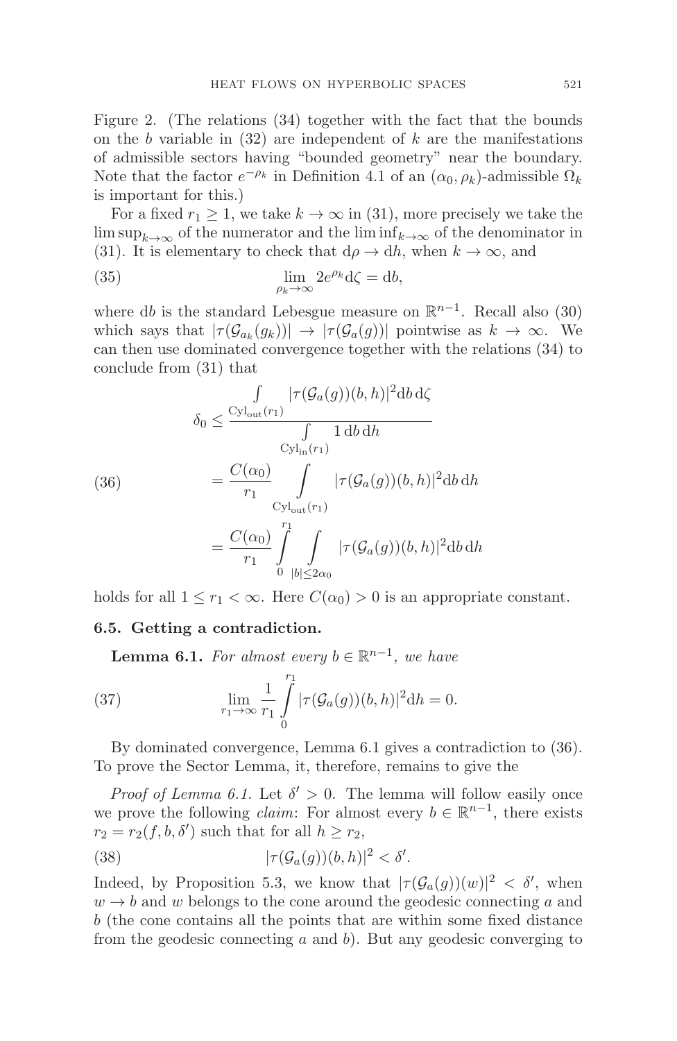Figure 2. (The relations (34) together with the fact that the bounds on the $b$ variable in (32) are independent of $k$ are the manifestations of admissible sectors having "bounded geometry" near the boundary. Note that the factor $e^{-\rho_k}$ in Definition 4.1 of an $(\alpha_0, \rho_k)$-admissible $\Omega_k$ is important for this.)

For a fixed $r_1 \geq 1$, we take $k \to \infty$ in (31), more precisely we take the $\limsup_{k\to\infty}$ of the numerator and the $\liminf_{k\to\infty}$ of the denominator in (31). It is elementary to check that $\mathrm{d}\rho \to \mathrm{d}h$, when $k \to \infty$, and

$$\lim_{\rho_k \to \infty} 2e^{\rho_k} \mathrm{d}\zeta = \mathrm{d}b, \tag{35}$$

where $\mathrm{d}b$ is the standard Lebesgue measure on $\mathbb{R}^{n-1}$. Recall also (30) which says that $|\tau(\mathcal{G}_{a_k}(g_k))| \to |\tau(\mathcal{G}_a(g))|$ pointwise as $k \to \infty$. We can then use dominated convergence together with the relations (34) to conclude from (31) that

$$\begin{aligned}
\delta_0 &\leq \frac{\int\limits_{\mathrm{Cyl}_{\mathrm{out}}(r_1)} |\tau(\mathcal{G}_a(g))(b,h)|^2 \mathrm{d}b\, \mathrm{d}\zeta}{\int\limits_{\mathrm{Cyl}_{\mathrm{in}}(r_1)} 1\, \mathrm{d}b\, \mathrm{d}h} \\
&= \frac{C(\alpha_0)}{r_1} \int\limits_{\mathrm{Cyl}_{\mathrm{out}}(r_1)} |\tau(\mathcal{G}_a(g))(b,h)|^2 \mathrm{d}b\, \mathrm{d}h \\
&= \frac{C(\alpha_0)}{r_1} \int\limits_0^{r_1} \int\limits_{|b| \leq 2\alpha_0} |\tau(\mathcal{G}_a(g))(b,h)|^2 \mathrm{d}b\, \mathrm{d}h
\end{aligned} \tag{36}$$

holds for all $1 \leq r_1 < \infty$. Here $C(\alpha_0) > 0$ is an appropriate constant.

### 6.5. Getting a contradiction.

**Lemma 6.1.** *For almost every $b \in \mathbb{R}^{n-1}$, we have*

$$\lim_{r_1 \to \infty} \frac{1}{r_1} \int\limits_0^{r_1} |\tau(\mathcal{G}_a(g))(b,h)|^2 \mathrm{d}h = 0. \tag{37}$$

By dominated convergence, Lemma 6.1 gives a contradiction to (36). To prove the Sector Lemma, it, therefore, remains to give the

*Proof of Lemma 6.1.* Let $\delta' > 0$. The lemma will follow easily once we prove the following *claim*: For almost every $b \in \mathbb{R}^{n-1}$, there exists $r_2 = r_2(f, b, \delta')$ such that for all $h \geq r_2$,

$$|\tau(\mathcal{G}_a(g))(b,h)|^2 < \delta'. \tag{38}$$

Indeed, by Proposition 5.3, we know that $|\tau(\mathcal{G}_a(g))(w)|^2 < \delta'$, when $w \to b$ and $w$ belongs to the cone around the geodesic connecting $a$ and $b$ (the cone contains all the points that are within some fixed distance from the geodesic connecting $a$ and $b$). But any geodesic converging to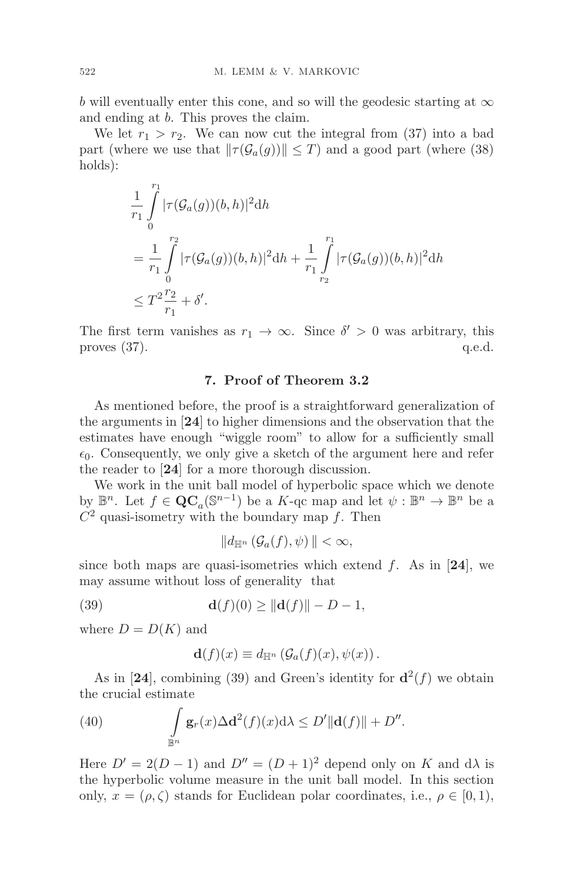$b$ will eventually enter this cone, and so will the geodesic starting at $\infty$ and ending at $b$. This proves the claim.

We let $r_1 > r_2$. We can now cut the integral from (37) into a bad part (where we use that $\|\tau(\mathcal{G}_a(g))\| \leq T$) and a good part (where (38) holds):

$$\begin{aligned}
&\frac{1}{r_1}\int_0^{r_1} |\tau(\mathcal{G}_a(g))(b,h)|^2 \mathrm{d}h \\
&= \frac{1}{r_1}\int_0^{r_2} |\tau(\mathcal{G}_a(g))(b,h)|^2 \mathrm{d}h + \frac{1}{r_1}\int_{r_2}^{r_1} |\tau(\mathcal{G}_a(g))(b,h)|^2 \mathrm{d}h \\
&\leq T^2 \frac{r_2}{r_1} + \delta'.
\end{aligned}$$

The first term vanishes as $r_1 \to \infty$. Since $\delta' > 0$ was arbitrary, this proves (37). q.e.d.

## 7. Proof of Theorem 3.2

As mentioned before, the proof is a straightforward generalization of the arguments in [**24**] to higher dimensions and the observation that the estimates have enough "wiggle room" to allow for a sufficiently small $\epsilon_0$. Consequently, we only give a sketch of the argument here and refer the reader to [**24**] for a more thorough discussion.

We work in the unit ball model of hyperbolic space which we denote by $\mathbb{B}^n$. Let $f \in \mathbf{QC}_a(\mathbb{S}^{n-1})$ be a $K$-qc map and let $\psi : \mathbb{B}^n \to \mathbb{B}^n$ be a $C^2$ quasi-isometry with the boundary map $f$. Then

$$\|d_{\mathbb{H}^n}\left(\mathcal{G}_a(f), \psi\right)\| < \infty,$$

since both maps are quasi-isometries which extend $f$. As in [**24**], we may assume without loss of generality that

$$\mathbf{d}(f)(0) \geq \|\mathbf{d}(f)\| - D - 1, \tag{39}$$

where $D = D(K)$ and

$$\mathbf{d}(f)(x) \equiv d_{\mathbb{H}^n}\left(\mathcal{G}_a(f)(x), \psi(x)\right).$$

As in [**24**], combining (39) and Green's identity for $\mathbf{d}^2(f)$ we obtain the crucial estimate

$$\int_{\mathbb{B}^n} \mathbf{g}_r(x)\Delta \mathbf{d}^2(f)(x)\mathrm{d}\lambda \leq D'\|\mathbf{d}(f)\| + D''. \tag{40}$$

Here $D' = 2(D-1)$ and $D'' = (D+1)^2$ depend only on $K$ and $\mathrm{d}\lambda$ is the hyperbolic volume measure in the unit ball model. In this section only, $x = (\rho, \zeta)$ stands for Euclidean polar coordinates, i.e., $\rho \in [0, 1)$,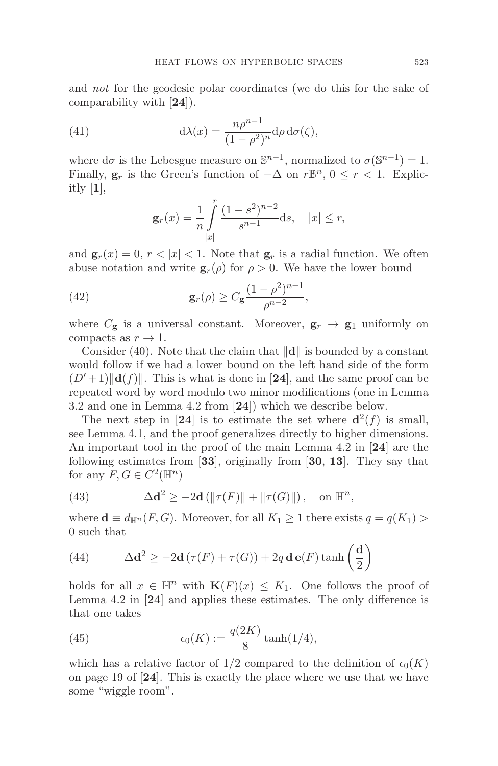and *not* for the geodesic polar coordinates (we do this for the sake of comparability with [**24**]).

$$
\mathrm{d}\lambda(x) = \frac{n\rho^{n-1}}{(1-\rho^2)^n}\mathrm{d}\rho\,\mathrm{d}\sigma(\zeta), \tag{41}
$$

where $\mathrm{d}\sigma$ is the Lebesgue measure on $\mathbb{S}^{n-1}$, normalized to $\sigma(\mathbb{S}^{n-1}) = 1$. Finally, $\mathbf{g}_r$ is the Green's function of $-\Delta$ on $r\mathbb{B}^n$, $0 \leq r < 1$. Explicitly [**1**],

$$
\mathbf{g}_r(x) = \frac{1}{n}\int_{|x|}^{r} \frac{(1-s^2)^{n-2}}{s^{n-1}}\mathrm{d}s, \quad |x| \leq r,
$$

and $\mathbf{g}_r(x) = 0$, $r < |x| < 1$. Note that $\mathbf{g}_r$ is a radial function. We often abuse notation and write $\mathbf{g}_r(\rho)$ for $\rho > 0$. We have the lower bound

$$
\mathbf{g}_r(\rho) \geq C_{\mathbf{g}}\frac{(1-\rho^2)^{n-1}}{\rho^{n-2}}, \tag{42}
$$

where $C_{\mathbf{g}}$ is a universal constant. Moreover, $\mathbf{g}_r \to \mathbf{g}_1$ uniformly on compacts as $r \to 1$.

Consider (40). Note that the claim that $\|\mathbf{d}\|$ is bounded by a constant would follow if we had a lower bound on the left hand side of the form $(D'+1)\|\mathbf{d}(f)\|$. This is what is done in [**24**], and the same proof can be repeated word by word modulo two minor modifications (one in Lemma 3.2 and one in Lemma 4.2 from [**24**]) which we describe below.

The next step in [**24**] is to estimate the set where $\mathbf{d}^2(f)$ is small, see Lemma 4.1, and the proof generalizes directly to higher dimensions. An important tool in the proof of the main Lemma 4.2 in [**24**] are the following estimates from [**33**], originally from [**30**, **13**]. They say that for any $F, G \in C^2(\mathbb{H}^n)$

$$
\Delta\mathbf{d}^2 \geq -2\mathbf{d}\left(\|\tau(F)\| + \|\tau(G)\|\right), \quad \text{on } \mathbb{H}^n, \tag{43}
$$

where $\mathbf{d} \equiv d_{\mathbb{H}^n}(F, G)$. Moreover, for all $K_1 \geq 1$ there exists $q = q(K_1) > 0$ such that

$$
\Delta\mathbf{d}^2 \geq -2\mathbf{d}\left(\tau(F) + \tau(G)\right) + 2q\,\mathbf{d}\,\mathbf{e}(F)\tanh\left(\frac{\mathbf{d}}{2}\right) \tag{44}
$$

holds for all $x \in \mathbb{H}^n$ with $\mathbf{K}(F)(x) \leq K_1$. One follows the proof of Lemma 4.2 in [**24**] and applies these estimates. The only difference is that one takes

$$
\epsilon_0(K) := \frac{q(2K)}{8}\tanh(1/4), \tag{45}
$$

which has a relative factor of $1/2$ compared to the definition of $\epsilon_0(K)$ on page 19 of [**24**]. This is exactly the place where we use that we have some "wiggle room".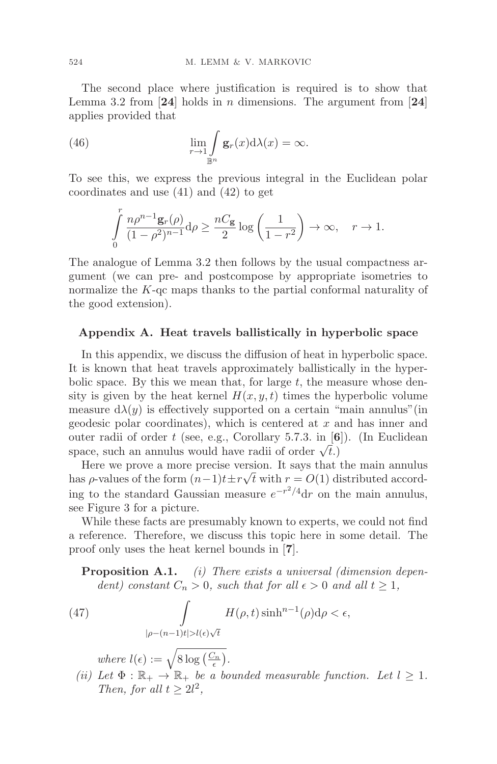The second place where justification is required is to show that Lemma 3.2 from [**24**] holds in $n$ dimensions. The argument from [**24**] applies provided that

$$\lim_{r\to 1}\int_{\mathbb{B}^n} \mathbf{g}_r(x)\mathrm{d}\lambda(x) = \infty. \tag{46}$$

To see this, we express the previous integral in the Euclidean polar coordinates and use (41) and (42) to get

$$\int_0^r \frac{n\rho^{n-1}\mathbf{g}_r(\rho)}{(1-\rho^2)^{n-1}}\mathrm{d}\rho \geq \frac{nC_{\mathbf{g}}}{2}\log\left(\frac{1}{1-r^2}\right) \to \infty, \quad r \to 1.$$

The analogue of Lemma 3.2 then follows by the usual compactness argument (we can pre- and postcompose by appropriate isometries to normalize the $K$-qc maps thanks to the partial conformal naturality of the good extension).

## Appendix A. Heat travels ballistically in hyperbolic space

In this appendix, we discuss the diffusion of heat in hyperbolic space. It is known that heat travels approximately ballistically in the hyperbolic space. By this we mean that, for large $t$, the measure whose density is given by the heat kernel $H(x, y, t)$ times the hyperbolic volume measure $\mathrm{d}\lambda(y)$ is effectively supported on a certain "main annulus"(in geodesic polar coordinates), which is centered at $x$ and has inner and outer radii of order $t$ (see, e.g., Corollary 5.7.3. in [**6**]). (In Euclidean space, such an annulus would have radii of order $\sqrt{t}$.)

Here we prove a more precise version. It says that the main annulus has $\rho$-values of the form $(n-1)t \pm r\sqrt{t}$ with $r = O(1)$ distributed according to the standard Gaussian measure $e^{-r^2/4}\mathrm{d}r$ on the main annulus, see Figure 3 for a picture.

While these facts are presumably known to experts, we could not find a reference. Therefore, we discuss this topic here in some detail. The proof only uses the heat kernel bounds in [**7**].

**Proposition A.1.** *(i) There exists a universal (dimension dependent) constant $C_n > 0$, such that for all $\epsilon > 0$ and all $t \geq 1$,*

$$\int_{|\rho-(n-1)t|>l(\epsilon)\sqrt{t}} H(\rho, t)\sinh^{n-1}(\rho)\mathrm{d}\rho < \epsilon, \tag{47}$$

*where $l(\epsilon) := \sqrt{8\log\left(\frac{C_n}{\epsilon}\right)}$.*

*(ii) Let $\Phi : \mathbb{R}_+ \to \mathbb{R}_+$ be a bounded measurable function. Let $l \geq 1$. Then, for all $t \geq 2l^2$,*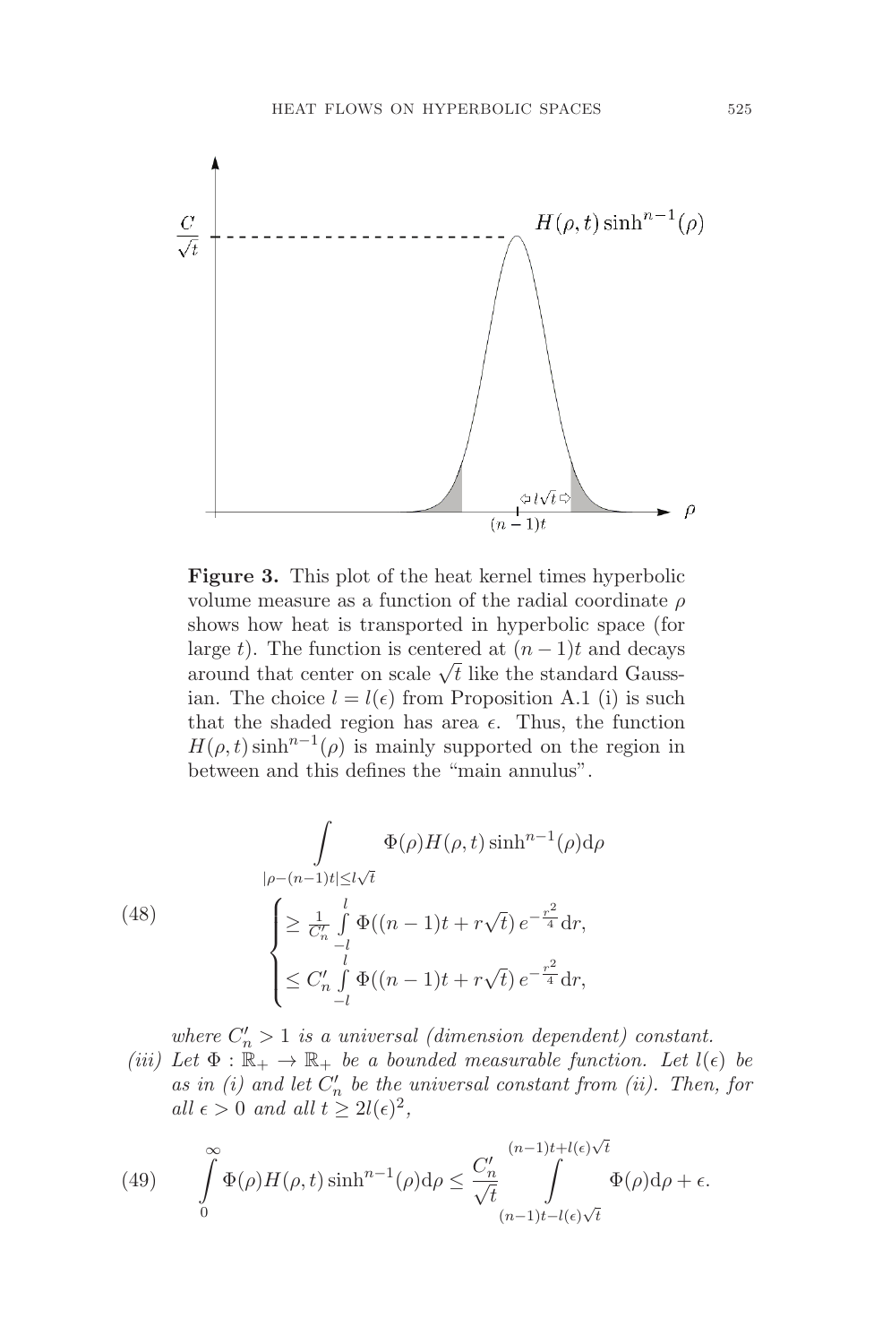**Figure 3.** This plot of the heat kernel times hyperbolic volume measure as a function of the radial coordinate $\rho$ shows how heat is transported in hyperbolic space (for large $t$). The function is centered at $(n-1)t$ and decays around that center on scale $\sqrt{t}$ like the standard Gaussian. The choice $l = l(\epsilon)$ from Proposition A.1 (i) is such that the shaded region has area $\epsilon$. Thus, the function $H(\rho, t)\sinh^{n-1}(\rho)$ is mainly supported on the region in between and this defines the "main annulus".

$$
\int\limits_{|\rho-(n-1)t|\leq l\sqrt{t}} \Phi(\rho)H(\rho,t)\sinh^{n-1}(\rho)\mathrm{d}\rho \quad \begin{cases} \geq \frac{1}{C_n'} \int\limits_{-l}^{l} \Phi((n-1)t + r\sqrt{t})\, e^{-\frac{r^2}{4}}\mathrm{d}r, \\ \leq C_n' \int\limits_{-l}^{l} \Phi((n-1)t + r\sqrt{t})\, e^{-\frac{r^2}{4}}\mathrm{d}r, \end{cases} \tag{48}
$$

*where $C_n' > 1$ is a universal (dimension dependent) constant.*

(iii) *Let $\Phi : \mathbb{R}_+ \to \mathbb{R}_+$ be a bounded measurable function. Let $l(\epsilon)$ be as in (i) and let $C_n'$ be the universal constant from (ii). Then, for all $\epsilon > 0$ and all $t \geq 2l(\epsilon)^2$,*

$$
\int\limits_0^\infty \Phi(\rho)H(\rho,t)\sinh^{n-1}(\rho)\mathrm{d}\rho \leq \frac{C_n'}{\sqrt{t}} \int\limits_{(n-1)t-l(\epsilon)\sqrt{t}}^{(n-1)t+l(\epsilon)\sqrt{t}} \Phi(\rho)\mathrm{d}\rho + \epsilon. \tag{49}
$$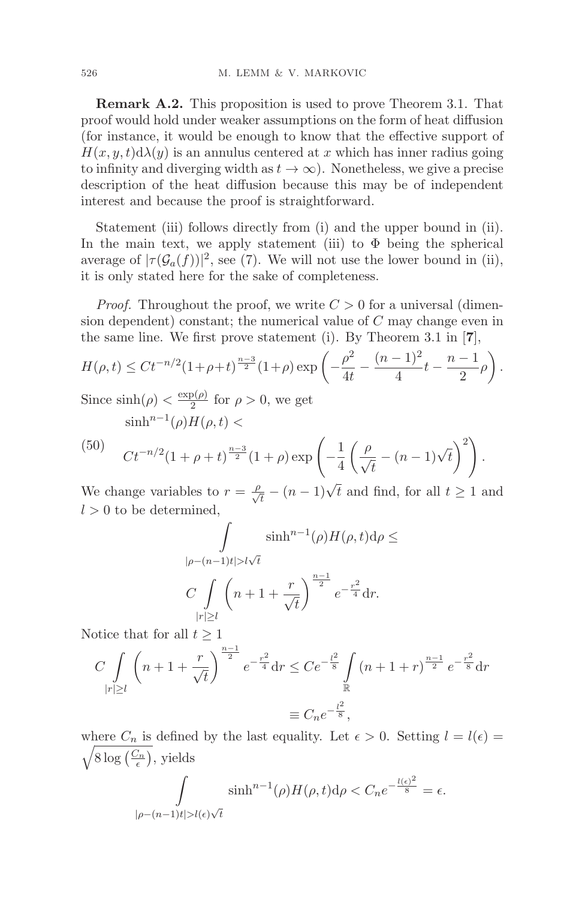**Remark A.2.** This proposition is used to prove Theorem 3.1. That proof would hold under weaker assumptions on the form of heat diffusion (for instance, it would be enough to know that the effective support of $H(x, y, t)\mathrm{d}\lambda(y)$ is an annulus centered at $x$ which has inner radius going to infinity and diverging width as $t \to \infty$). Nonetheless, we give a precise description of the heat diffusion because this may be of independent interest and because the proof is straightforward.

Statement (iii) follows directly from (i) and the upper bound in (ii). In the main text, we apply statement (iii) to $\Phi$ being the spherical average of $|\tau(\mathcal{G}_a(f))|^2$, see (7). We will not use the lower bound in (ii), it is only stated here for the sake of completeness.

*Proof.* Throughout the proof, we write $C > 0$ for a universal (dimension dependent) constant; the numerical value of $C$ may change even in the same line. We first prove statement (i). By Theorem 3.1 in [7],

$$H(\rho, t) \leq Ct^{-n/2}(1+\rho+t)^{\frac{n-3}{2}}(1+\rho)\exp\left(-\frac{\rho^2}{4t} - \frac{(n-1)^2}{4}t - \frac{n-1}{2}\rho\right).$$

Since $\sinh(\rho) < \frac{\exp(\rho)}{2}$ for $\rho > 0$, we get

$$\sinh^{n-1}(\rho)H(\rho, t) < Ct^{-n/2}(1+\rho+t)^{\frac{n-3}{2}}(1+\rho)\exp\left(-\frac{1}{4}\left(\frac{\rho}{\sqrt{t}} - (n-1)\sqrt{t}\right)^2\right). \tag{50}$$

We change variables to $r = \frac{\rho}{\sqrt{t}} - (n-1)\sqrt{t}$ and find, for all $t \geq 1$ and $l > 0$ to be determined,

$$\int\limits_{|\rho-(n-1)t|>l\sqrt{t}} \sinh^{n-1}(\rho)H(\rho, t)\mathrm{d}\rho \leq C\int\limits_{|r|\geq l}\left(n+1+\frac{r}{\sqrt{t}}\right)^{\frac{n-1}{2}} e^{-\frac{r^2}{4}}\mathrm{d}r.$$

Notice that for all $t \geq 1$

$$C\int\limits_{|r|\geq l}\left(n+1+\frac{r}{\sqrt{t}}\right)^{\frac{n-1}{2}} e^{-\frac{r^2}{4}}\mathrm{d}r \leq Ce^{-\frac{l^2}{8}}\int\limits_{\mathbb{R}}(n+1+r)^{\frac{n-1}{2}}e^{-\frac{r^2}{8}}\mathrm{d}r \equiv C_n e^{-\frac{l^2}{8}},$$

where $C_n$ is defined by the last equality. Let $\epsilon > 0$. Setting $l = l(\epsilon) = \sqrt{8\log\left(\frac{C_n}{\epsilon}\right)}$, yields

$$\int\limits_{|\rho-(n-1)t|>l(\epsilon)\sqrt{t}} \sinh^{n-1}(\rho)H(\rho, t)\mathrm{d}\rho < C_n e^{-\frac{l(\epsilon)^2}{8}} = \epsilon.$$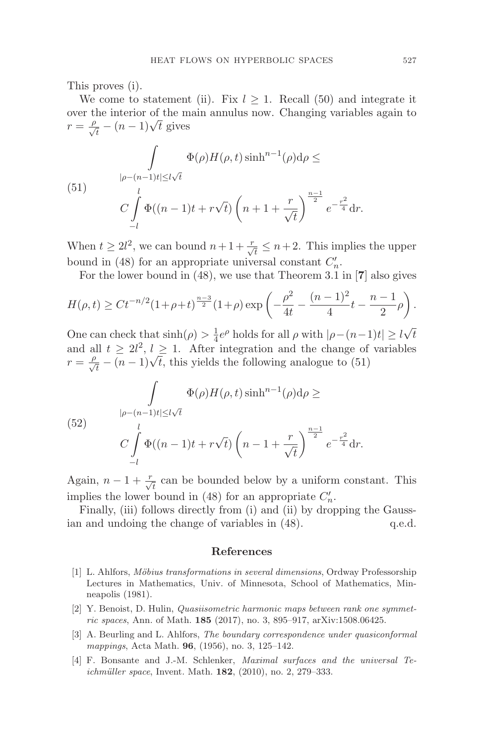This proves (i).

We come to statement (ii). Fix $l \geq 1$. Recall (50) and integrate it over the interior of the main annulus now. Changing variables again to $r = \frac{\rho}{\sqrt{t}} - (n-1)\sqrt{t}$ gives

$$
\int_{|\rho-(n-1)t|\leq l\sqrt{t}} \Phi(\rho) H(\rho,t) \sinh^{n-1}(\rho) \mathrm{d}\rho \leq C \int_{-l}^{l} \Phi((n-1)t + r\sqrt{t}) \left(n+1+\frac{r}{\sqrt{t}}\right)^{\frac{n-1}{2}} e^{-\frac{r^2}{4}} \mathrm{d}r. \tag{51}
$$

When $t \geq 2l^2$, we can bound $n+1+\frac{r}{\sqrt{t}} \leq n+2$. This implies the upper bound in (48) for an appropriate universal constant $C_n'$.

For the lower bound in (48), we use that Theorem 3.1 in [**7**] also gives

$$
H(\rho,t) \geq Ct^{-n/2}(1+\rho+t)^{\frac{n-3}{2}}(1+\rho) \exp\left(-\frac{\rho^2}{4t} - \frac{(n-1)^2}{4}t - \frac{n-1}{2}\rho\right).
$$

One can check that $\sinh(\rho) > \frac{1}{4}e^{\rho}$ holds for all $\rho$ with $|\rho-(n-1)t| \geq l\sqrt{t}$ and all $t \geq 2l^2$, $l \geq 1$. After integration and the change of variables $r = \frac{\rho}{\sqrt{t}} - (n-1)\sqrt{t}$, this yields the following analogue to (51)

$$
\int_{|\rho-(n-1)t|\leq l\sqrt{t}} \Phi(\rho) H(\rho,t) \sinh^{n-1}(\rho) \mathrm{d}\rho \geq C \int_{-l}^{l} \Phi((n-1)t + r\sqrt{t}) \left(n-1+\frac{r}{\sqrt{t}}\right)^{\frac{n-1}{2}} e^{-\frac{r^2}{4}} \mathrm{d}r. \tag{52}
$$

Again, $n-1+\frac{r}{\sqrt{t}}$ can be bounded below by a uniform constant. This implies the lower bound in (48) for an appropriate $C_n'$.

Finally, (iii) follows directly from (i) and (ii) by dropping the Gaussian and undoing the change of variables in (48). q.e.d.

## References

[1] L. Ahlfors, *Möbius transformations in several dimensions*, Ordway Professorship Lectures in Mathematics, Univ. of Minnesota, School of Mathematics, Minneapolis (1981).

[2] Y. Benoist, D. Hulin, *Quasiisometric harmonic maps between rank one symmetric spaces*, Ann. of Math. **185** (2017), no. 3, 895–917, arXiv:1508.06425.

[3] A. Beurling and L. Ahlfors, *The boundary correspondence under quasiconformal mappings*, Acta Math. **96**, (1956), no. 3, 125–142.

[4] F. Bonsante and J.-M. Schlenker, *Maximal surfaces and the universal Teichmüller space*, Invent. Math. **182**, (2010), no. 2, 279–333.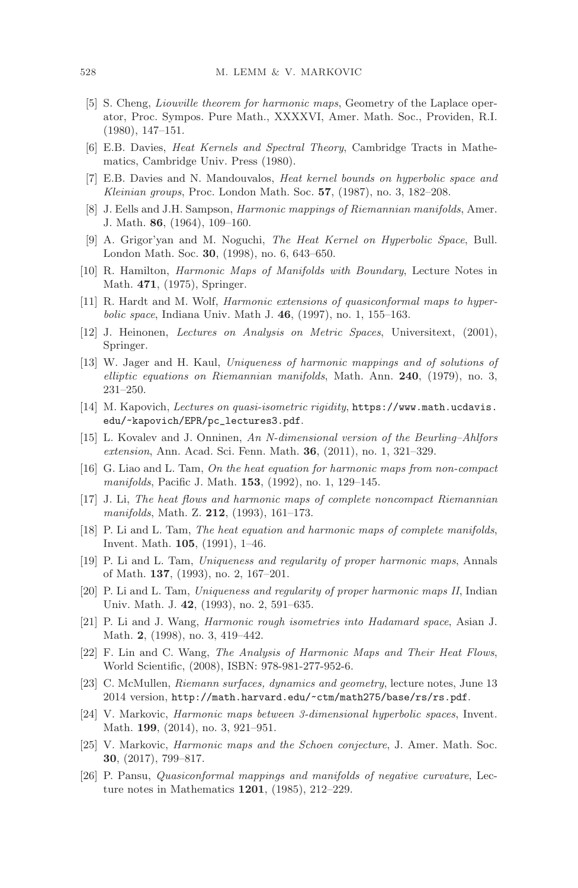[5] S. Cheng, *Liouville theorem for harmonic maps*, Geometry of the Laplace operator, Proc. Sympos. Pure Math., XXXXVI, Amer. Math. Soc., Providen, R.I. (1980), 147–151.

[6] E.B. Davies, *Heat Kernels and Spectral Theory*, Cambridge Tracts in Mathematics, Cambridge Univ. Press (1980).

[7] E.B. Davies and N. Mandouvalos, *Heat kernel bounds on hyperbolic space and Kleinian groups*, Proc. London Math. Soc. **57**, (1987), no. 3, 182–208.

[8] J. Eells and J.H. Sampson, *Harmonic mappings of Riemannian manifolds*, Amer. J. Math. **86**, (1964), 109–160.

[9] A. Grigor'yan and M. Noguchi, *The Heat Kernel on Hyperbolic Space*, Bull. London Math. Soc. **30**, (1998), no. 6, 643–650.

[10] R. Hamilton, *Harmonic Maps of Manifolds with Boundary*, Lecture Notes in Math. **471**, (1975), Springer.

[11] R. Hardt and M. Wolf, *Harmonic extensions of quasiconformal maps to hyperbolic space*, Indiana Univ. Math J. **46**, (1997), no. 1, 155–163.

[12] J. Heinonen, *Lectures on Analysis on Metric Spaces*, Universitext, (2001), Springer.

[13] W. Jager and H. Kaul, *Uniqueness of harmonic mappings and of solutions of elliptic equations on Riemannian manifolds*, Math. Ann. **240**, (1979), no. 3, 231–250.

[14] M. Kapovich, *Lectures on quasi-isometric rigidity*, `https://www.math.ucdavis.edu/~kapovich/EPR/pc_lectures3.pdf`.

[15] L. Kovalev and J. Onninen, *An N-dimensional version of the Beurling–Ahlfors extension*, Ann. Acad. Sci. Fenn. Math. **36**, (2011), no. 1, 321–329.

[16] G. Liao and L. Tam, *On the heat equation for harmonic maps from non-compact manifolds*, Pacific J. Math. **153**, (1992), no. 1, 129–145.

[17] J. Li, *The heat flows and harmonic maps of complete noncompact Riemannian manifolds*, Math. Z. **212**, (1993), 161–173.

[18] P. Li and L. Tam, *The heat equation and harmonic maps of complete manifolds*, Invent. Math. **105**, (1991), 1–46.

[19] P. Li and L. Tam, *Uniqueness and regularity of proper harmonic maps*, Annals of Math. **137**, (1993), no. 2, 167–201.

[20] P. Li and L. Tam, *Uniqueness and regularity of proper harmonic maps II*, Indian Univ. Math. J. **42**, (1993), no. 2, 591–635.

[21] P. Li and J. Wang, *Harmonic rough isometries into Hadamard space*, Asian J. Math. **2**, (1998), no. 3, 419–442.

[22] F. Lin and C. Wang, *The Analysis of Harmonic Maps and Their Heat Flows*, World Scientific, (2008), ISBN: 978-981-277-952-6.

[23] C. McMullen, *Riemann surfaces, dynamics and geometry*, lecture notes, June 13 2014 version, `http://math.harvard.edu/~ctm/math275/base/rs/rs.pdf`.

[24] V. Markovic, *Harmonic maps between 3-dimensional hyperbolic spaces*, Invent. Math. **199**, (2014), no. 3, 921–951.

[25] V. Markovic, *Harmonic maps and the Schoen conjecture*, J. Amer. Math. Soc. **30**, (2017), 799–817.

[26] P. Pansu, *Quasiconformal mappings and manifolds of negative curvature*, Lecture notes in Mathematics **1201**, (1985), 212–229.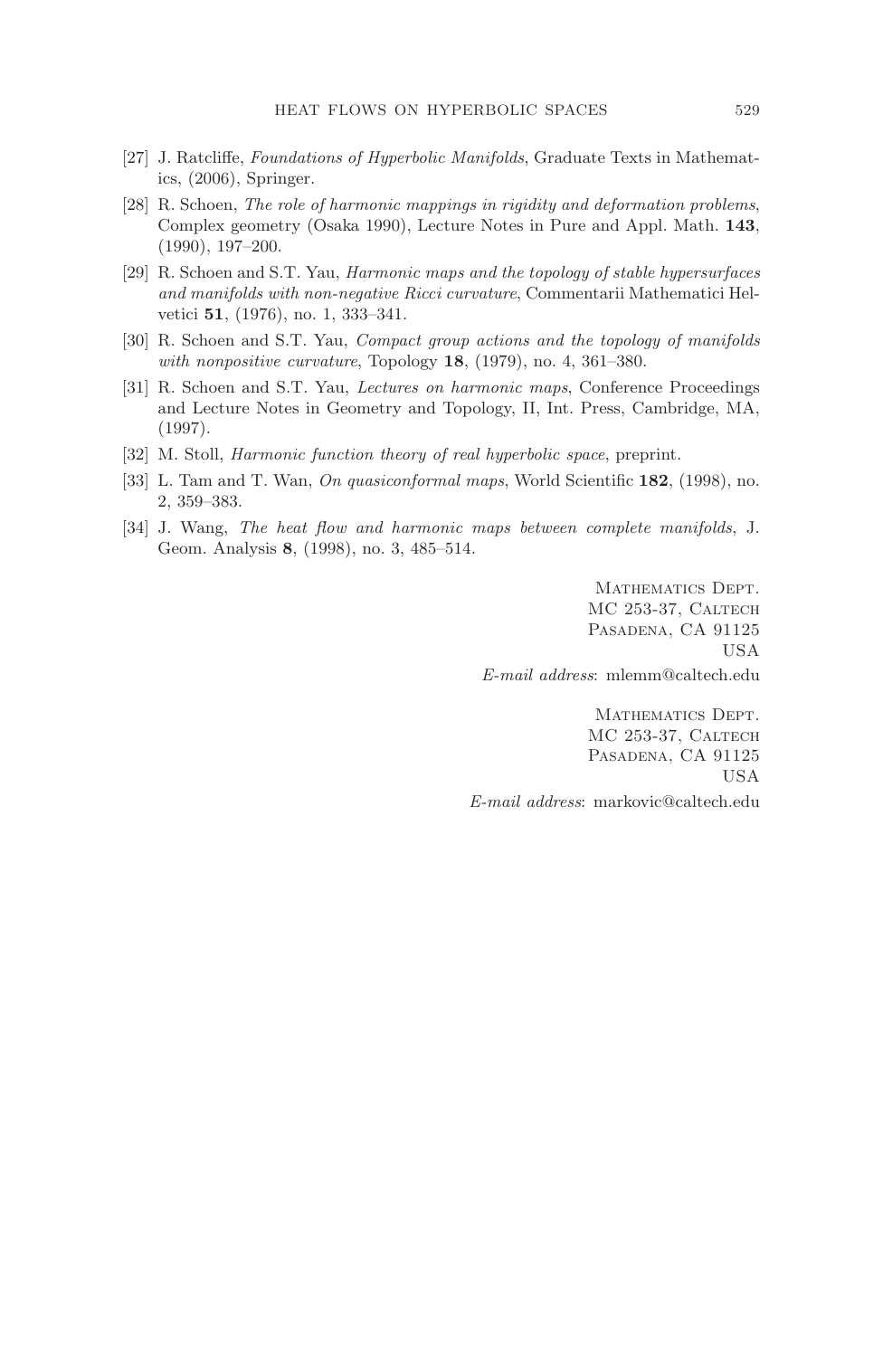[27] J. Ratcliffe, *Foundations of Hyperbolic Manifolds*, Graduate Texts in Mathematics, (2006), Springer.

[28] R. Schoen, *The role of harmonic mappings in rigidity and deformation problems*, Complex geometry (Osaka 1990), Lecture Notes in Pure and Appl. Math. **143**, (1990), 197–200.

[29] R. Schoen and S.T. Yau, *Harmonic maps and the topology of stable hypersurfaces and manifolds with non-negative Ricci curvature*, Commentarii Mathematici Helvetici **51**, (1976), no. 1, 333–341.

[30] R. Schoen and S.T. Yau, *Compact group actions and the topology of manifolds with nonpositive curvature*, Topology **18**, (1979), no. 4, 361–380.

[31] R. Schoen and S.T. Yau, *Lectures on harmonic maps*, Conference Proceedings and Lecture Notes in Geometry and Topology, II, Int. Press, Cambridge, MA, (1997).

[32] M. Stoll, *Harmonic function theory of real hyperbolic space*, preprint.

[33] L. Tam and T. Wan, *On quasiconformal maps*, World Scientific **182**, (1998), no. 2, 359–383.

[34] J. Wang, *The heat flow and harmonic maps between complete manifolds*, J. Geom. Analysis **8**, (1998), no. 3, 485–514.

Mathematics Dept.
MC 253-37, Caltech
Pasadena, CA 91125
USA
*E-mail address*: mlemm@caltech.edu

Mathematics Dept.
MC 253-37, Caltech
Pasadena, CA 91125
USA
*E-mail address*: markovic@caltech.edu